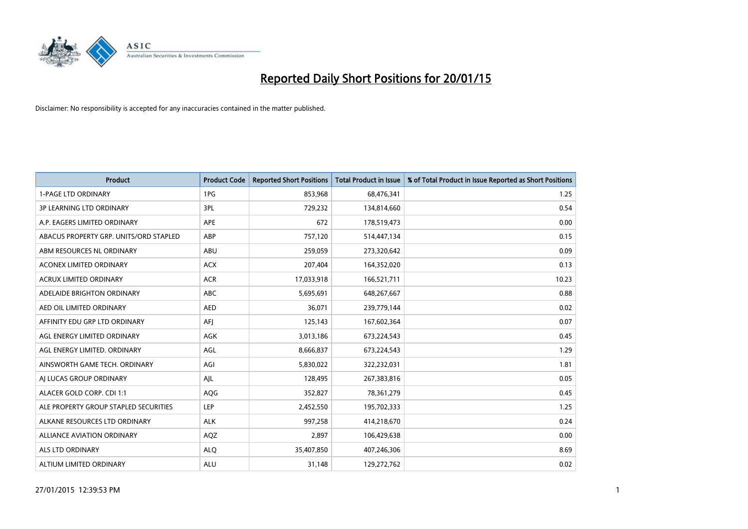# Reported Daily Short Positions for 20/01/15

Disclaimer: No responsibility is accepted for any inaccuracies contained in the matter published.

| Product | Product Code | Reported Short Positions | Total Product in Issue | % of Total Product in Issue Reported as Short Positions |
|---|---|---|---|---|
| 1-PAGE LTD ORDINARY | 1PG | 853,968 | 68,476,341 | 1.25 |
| 3P LEARNING LTD ORDINARY | 3PL | 729,232 | 134,814,660 | 0.54 |
| A.P. EAGERS LIMITED ORDINARY | APE | 672 | 178,519,473 | 0.00 |
| ABACUS PROPERTY GRP. UNITS/ORD STAPLED | ABP | 757,120 | 514,447,134 | 0.15 |
| ABM RESOURCES NL ORDINARY | ABU | 259,059 | 273,320,642 | 0.09 |
| ACONEX LIMITED ORDINARY | ACX | 207,404 | 164,352,020 | 0.13 |
| ACRUX LIMITED ORDINARY | ACR | 17,033,918 | 166,521,711 | 10.23 |
| ADELAIDE BRIGHTON ORDINARY | ABC | 5,695,691 | 648,267,667 | 0.88 |
| AED OIL LIMITED ORDINARY | AED | 36,071 | 239,779,144 | 0.02 |
| AFFINITY EDU GRP LTD ORDINARY | AFJ | 125,143 | 167,602,364 | 0.07 |
| AGL ENERGY LIMITED ORDINARY | AGK | 3,013,186 | 673,224,543 | 0.45 |
| AGL ENERGY LIMITED. ORDINARY | AGL | 8,666,837 | 673,224,543 | 1.29 |
| AINSWORTH GAME TECH. ORDINARY | AGI | 5,830,022 | 322,232,031 | 1.81 |
| AJ LUCAS GROUP ORDINARY | AJL | 128,495 | 267,383,816 | 0.05 |
| ALACER GOLD CORP. CDI 1:1 | AQG | 352,827 | 78,361,279 | 0.45 |
| ALE PROPERTY GROUP STAPLED SECURITIES | LEP | 2,452,550 | 195,702,333 | 1.25 |
| ALKANE RESOURCES LTD ORDINARY | ALK | 997,258 | 414,218,670 | 0.24 |
| ALLIANCE AVIATION ORDINARY | AQZ | 2,897 | 106,429,638 | 0.00 |
| ALS LTD ORDINARY | ALQ | 35,407,850 | 407,246,306 | 8.69 |
| ALTIUM LIMITED ORDINARY | ALU | 31,148 | 129,272,762 | 0.02 |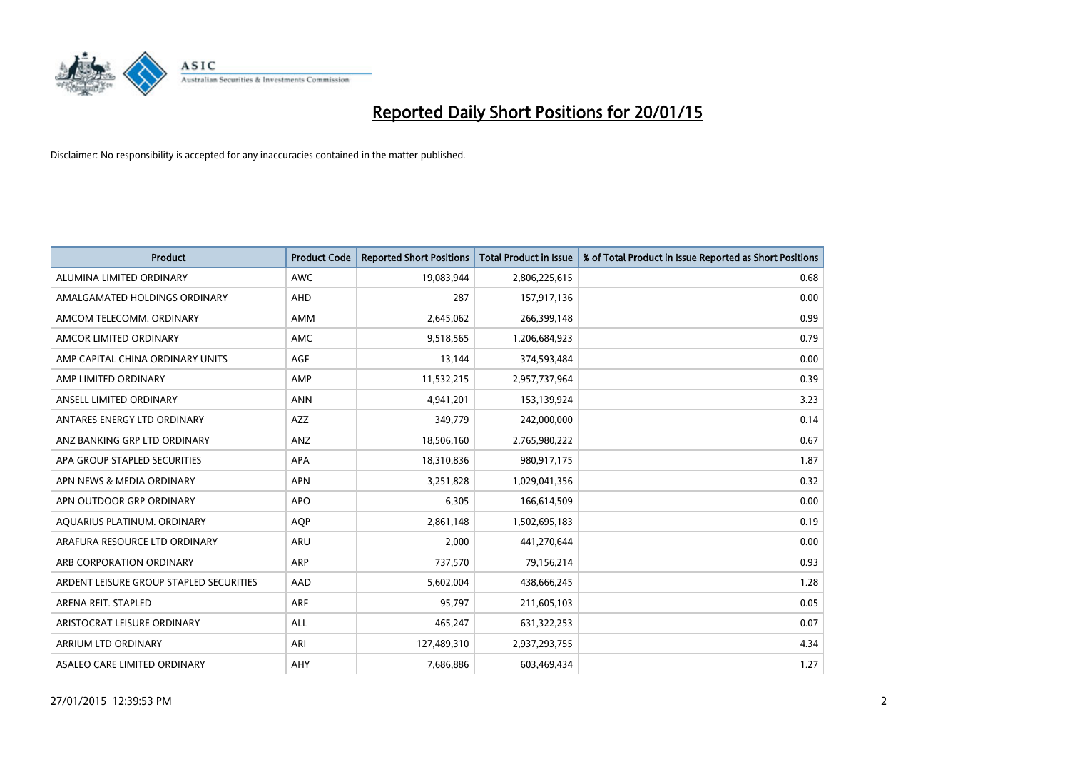# Reported Daily Short Positions for 20/01/15

Disclaimer: No responsibility is accepted for any inaccuracies contained in the matter published.

| Product | Product Code | Reported Short Positions | Total Product in Issue | % of Total Product in Issue Reported as Short Positions |
|---|---|---|---|---|
| ALUMINA LIMITED ORDINARY | AWC | 19,083,944 | 2,806,225,615 | 0.68 |
| AMALGAMATED HOLDINGS ORDINARY | AHD | 287 | 157,917,136 | 0.00 |
| AMCOM TELECOMM. ORDINARY | AMM | 2,645,062 | 266,399,148 | 0.99 |
| AMCOR LIMITED ORDINARY | AMC | 9,518,565 | 1,206,684,923 | 0.79 |
| AMP CAPITAL CHINA ORDINARY UNITS | AGF | 13,144 | 374,593,484 | 0.00 |
| AMP LIMITED ORDINARY | AMP | 11,532,215 | 2,957,737,964 | 0.39 |
| ANSELL LIMITED ORDINARY | ANN | 4,941,201 | 153,139,924 | 3.23 |
| ANTARES ENERGY LTD ORDINARY | AZZ | 349,779 | 242,000,000 | 0.14 |
| ANZ BANKING GRP LTD ORDINARY | ANZ | 18,506,160 | 2,765,980,222 | 0.67 |
| APA GROUP STAPLED SECURITIES | APA | 18,310,836 | 980,917,175 | 1.87 |
| APN NEWS & MEDIA ORDINARY | APN | 3,251,828 | 1,029,041,356 | 0.32 |
| APN OUTDOOR GRP ORDINARY | APO | 6,305 | 166,614,509 | 0.00 |
| AQUARIUS PLATINUM. ORDINARY | AQP | 2,861,148 | 1,502,695,183 | 0.19 |
| ARAFURA RESOURCE LTD ORDINARY | ARU | 2,000 | 441,270,644 | 0.00 |
| ARB CORPORATION ORDINARY | ARP | 737,570 | 79,156,214 | 0.93 |
| ARDENT LEISURE GROUP STAPLED SECURITIES | AAD | 5,602,004 | 438,666,245 | 1.28 |
| ARENA REIT. STAPLED | ARF | 95,797 | 211,605,103 | 0.05 |
| ARISTOCRAT LEISURE ORDINARY | ALL | 465,247 | 631,322,253 | 0.07 |
| ARRIUM LTD ORDINARY | ARI | 127,489,310 | 2,937,293,755 | 4.34 |
| ASALEO CARE LIMITED ORDINARY | AHY | 7,686,886 | 603,469,434 | 1.27 |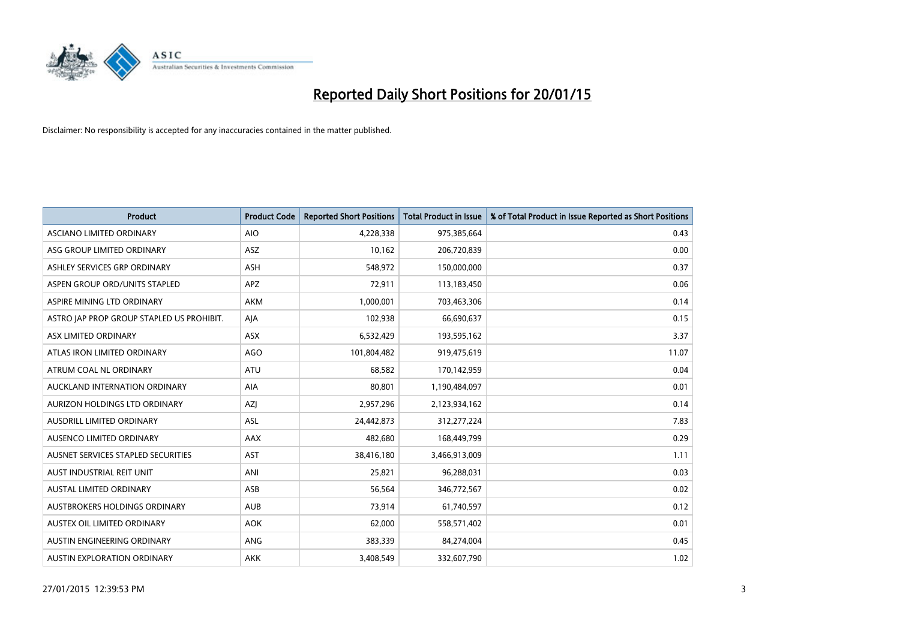# Reported Daily Short Positions for 20/01/15

Disclaimer: No responsibility is accepted for any inaccuracies contained in the matter published.

| Product | Product Code | Reported Short Positions | Total Product in Issue | % of Total Product in Issue Reported as Short Positions |
|---|---|---|---|---|
| ASCIANO LIMITED ORDINARY | AIO | 4,228,338 | 975,385,664 | 0.43 |
| ASG GROUP LIMITED ORDINARY | ASZ | 10,162 | 206,720,839 | 0.00 |
| ASHLEY SERVICES GRP ORDINARY | ASH | 548,972 | 150,000,000 | 0.37 |
| ASPEN GROUP ORD/UNITS STAPLED | APZ | 72,911 | 113,183,450 | 0.06 |
| ASPIRE MINING LTD ORDINARY | AKM | 1,000,001 | 703,463,306 | 0.14 |
| ASTRO JAP PROP GROUP STAPLED US PROHIBIT. | AJA | 102,938 | 66,690,637 | 0.15 |
| ASX LIMITED ORDINARY | ASX | 6,532,429 | 193,595,162 | 3.37 |
| ATLAS IRON LIMITED ORDINARY | AGO | 101,804,482 | 919,475,619 | 11.07 |
| ATRUM COAL NL ORDINARY | ATU | 68,582 | 170,142,959 | 0.04 |
| AUCKLAND INTERNATION ORDINARY | AIA | 80,801 | 1,190,484,097 | 0.01 |
| AURIZON HOLDINGS LTD ORDINARY | AZJ | 2,957,296 | 2,123,934,162 | 0.14 |
| AUSDRILL LIMITED ORDINARY | ASL | 24,442,873 | 312,277,224 | 7.83 |
| AUSENCO LIMITED ORDINARY | AAX | 482,680 | 168,449,799 | 0.29 |
| AUSNET SERVICES STAPLED SECURITIES | AST | 38,416,180 | 3,466,913,009 | 1.11 |
| AUST INDUSTRIAL REIT UNIT | ANI | 25,821 | 96,288,031 | 0.03 |
| AUSTAL LIMITED ORDINARY | ASB | 56,564 | 346,772,567 | 0.02 |
| AUSTBROKERS HOLDINGS ORDINARY | AUB | 73,914 | 61,740,597 | 0.12 |
| AUSTEX OIL LIMITED ORDINARY | AOK | 62,000 | 558,571,402 | 0.01 |
| AUSTIN ENGINEERING ORDINARY | ANG | 383,339 | 84,274,004 | 0.45 |
| AUSTIN EXPLORATION ORDINARY | AKK | 3,408,549 | 332,607,790 | 1.02 |

27/01/2015 12:39:53 PM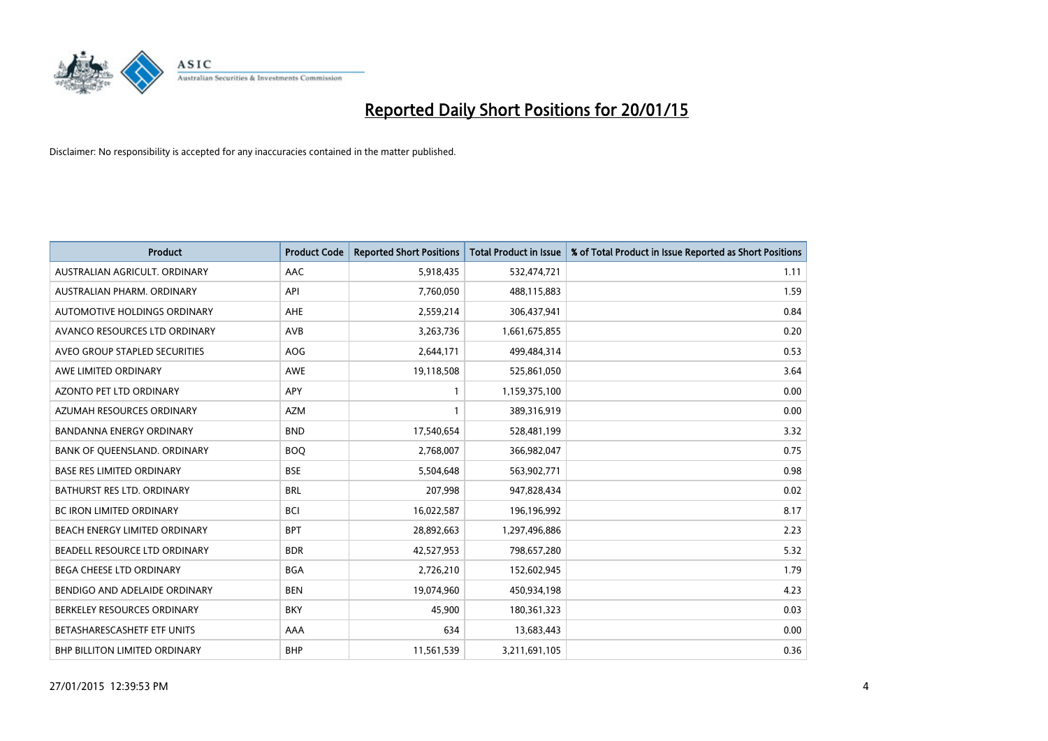# Reported Daily Short Positions for 20/01/15

Disclaimer: No responsibility is accepted for any inaccuracies contained in the matter published.

| Product | Product Code | Reported Short Positions | Total Product in Issue | % of Total Product in Issue Reported as Short Positions |
|---|---|---|---|---|
| AUSTRALIAN AGRICULT. ORDINARY | AAC | 5,918,435 | 532,474,721 | 1.11 |
| AUSTRALIAN PHARM. ORDINARY | API | 7,760,050 | 488,115,883 | 1.59 |
| AUTOMOTIVE HOLDINGS ORDINARY | AHE | 2,559,214 | 306,437,941 | 0.84 |
| AVANCO RESOURCES LTD ORDINARY | AVB | 3,263,736 | 1,661,675,855 | 0.20 |
| AVEO GROUP STAPLED SECURITIES | AOG | 2,644,171 | 499,484,314 | 0.53 |
| AWE LIMITED ORDINARY | AWE | 19,118,508 | 525,861,050 | 3.64 |
| AZONTO PET LTD ORDINARY | APY | 1 | 1,159,375,100 | 0.00 |
| AZUMAH RESOURCES ORDINARY | AZM | 1 | 389,316,919 | 0.00 |
| BANDANNA ENERGY ORDINARY | BND | 17,540,654 | 528,481,199 | 3.32 |
| BANK OF QUEENSLAND. ORDINARY | BOQ | 2,768,007 | 366,982,047 | 0.75 |
| BASE RES LIMITED ORDINARY | BSE | 5,504,648 | 563,902,771 | 0.98 |
| BATHURST RES LTD. ORDINARY | BRL | 207,998 | 947,828,434 | 0.02 |
| BC IRON LIMITED ORDINARY | BCI | 16,022,587 | 196,196,992 | 8.17 |
| BEACH ENERGY LIMITED ORDINARY | BPT | 28,892,663 | 1,297,496,886 | 2.23 |
| BEADELL RESOURCE LTD ORDINARY | BDR | 42,527,953 | 798,657,280 | 5.32 |
| BEGA CHEESE LTD ORDINARY | BGA | 2,726,210 | 152,602,945 | 1.79 |
| BENDIGO AND ADELAIDE ORDINARY | BEN | 19,074,960 | 450,934,198 | 4.23 |
| BERKELEY RESOURCES ORDINARY | BKY | 45,900 | 180,361,323 | 0.03 |
| BETASHARESCASHETF ETF UNITS | AAA | 634 | 13,683,443 | 0.00 |
| BHP BILLITON LIMITED ORDINARY | BHP | 11,561,539 | 3,211,691,105 | 0.36 |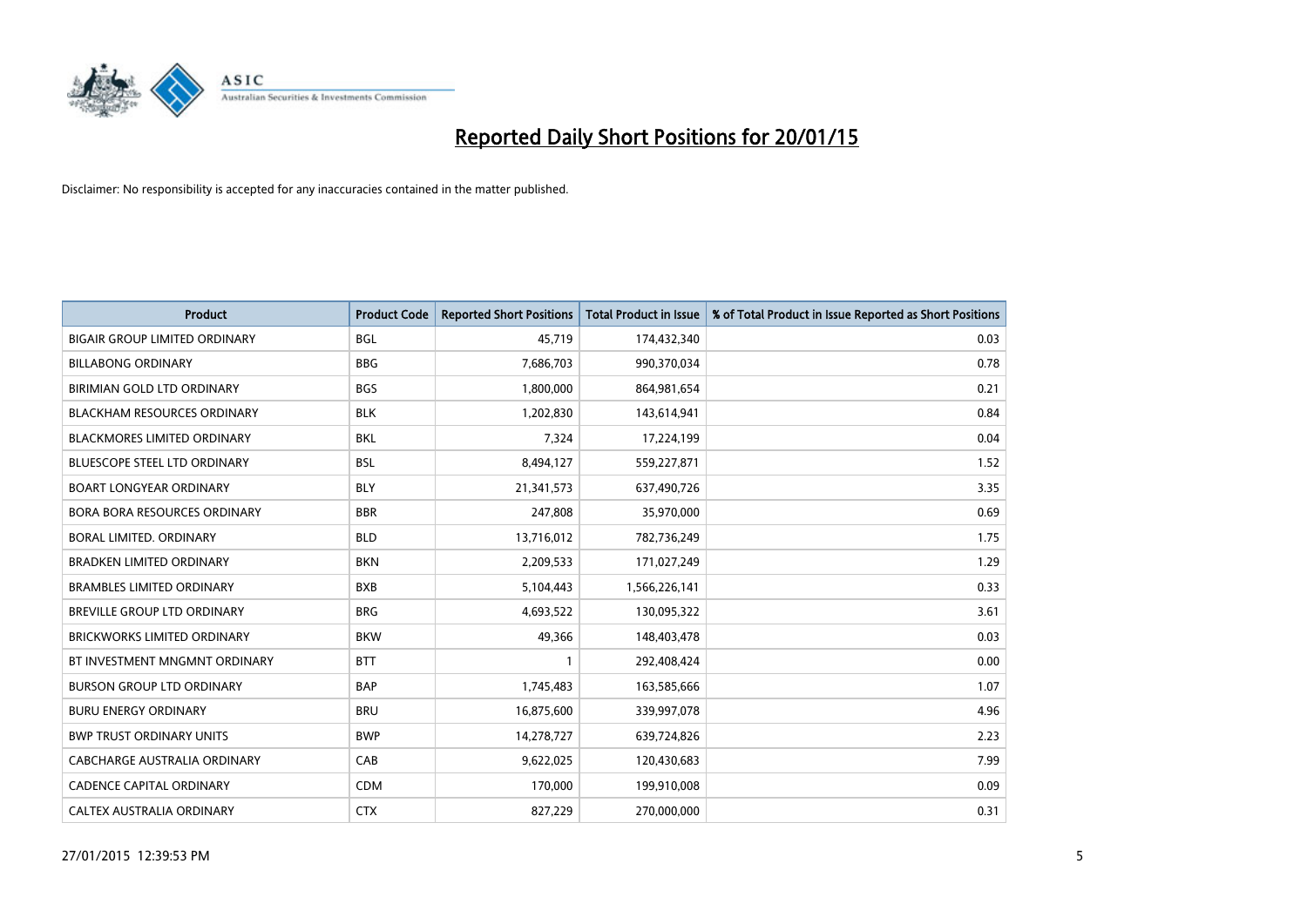# Reported Daily Short Positions for 20/01/15

Disclaimer: No responsibility is accepted for any inaccuracies contained in the matter published.

| Product | Product Code | Reported Short Positions | Total Product in Issue | % of Total Product in Issue Reported as Short Positions |
|---|---|---|---|---|
| BIGAIR GROUP LIMITED ORDINARY | BGL | 45,719 | 174,432,340 | 0.03 |
| BILLABONG ORDINARY | BBG | 7,686,703 | 990,370,034 | 0.78 |
| BIRIMIAN GOLD LTD ORDINARY | BGS | 1,800,000 | 864,981,654 | 0.21 |
| BLACKHAM RESOURCES ORDINARY | BLK | 1,202,830 | 143,614,941 | 0.84 |
| BLACKMORES LIMITED ORDINARY | BKL | 7,324 | 17,224,199 | 0.04 |
| BLUESCOPE STEEL LTD ORDINARY | BSL | 8,494,127 | 559,227,871 | 1.52 |
| BOART LONGYEAR ORDINARY | BLY | 21,341,573 | 637,490,726 | 3.35 |
| BORA BORA RESOURCES ORDINARY | BBR | 247,808 | 35,970,000 | 0.69 |
| BORAL LIMITED. ORDINARY | BLD | 13,716,012 | 782,736,249 | 1.75 |
| BRADKEN LIMITED ORDINARY | BKN | 2,209,533 | 171,027,249 | 1.29 |
| BRAMBLES LIMITED ORDINARY | BXB | 5,104,443 | 1,566,226,141 | 0.33 |
| BREVILLE GROUP LTD ORDINARY | BRG | 4,693,522 | 130,095,322 | 3.61 |
| BRICKWORKS LIMITED ORDINARY | BKW | 49,366 | 148,403,478 | 0.03 |
| BT INVESTMENT MNGMNT ORDINARY | BTT | 1 | 292,408,424 | 0.00 |
| BURSON GROUP LTD ORDINARY | BAP | 1,745,483 | 163,585,666 | 1.07 |
| BURU ENERGY ORDINARY | BRU | 16,875,600 | 339,997,078 | 4.96 |
| BWP TRUST ORDINARY UNITS | BWP | 14,278,727 | 639,724,826 | 2.23 |
| CABCHARGE AUSTRALIA ORDINARY | CAB | 9,622,025 | 120,430,683 | 7.99 |
| CADENCE CAPITAL ORDINARY | CDM | 170,000 | 199,910,008 | 0.09 |
| CALTEX AUSTRALIA ORDINARY | CTX | 827,229 | 270,000,000 | 0.31 |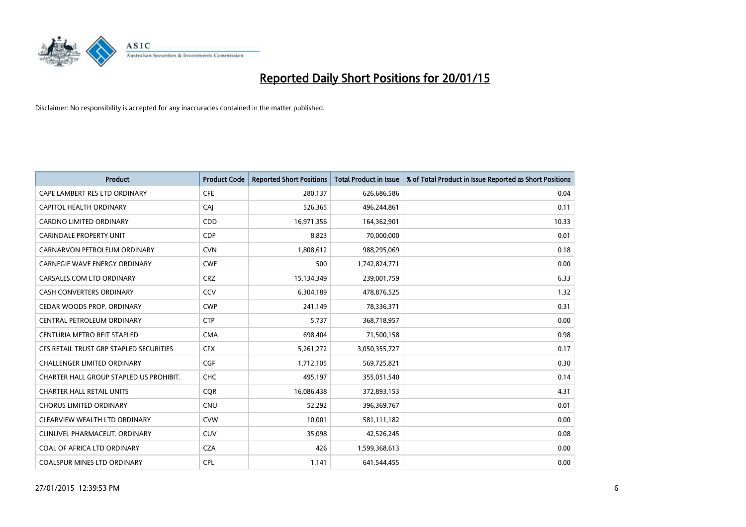# Reported Daily Short Positions for 20/01/15

Disclaimer: No responsibility is accepted for any inaccuracies contained in the matter published.

| Product | Product Code | Reported Short Positions | Total Product in Issue | % of Total Product in Issue Reported as Short Positions |
|---|---|---|---|---|
| CAPE LAMBERT RES LTD ORDINARY | CFE | 280,137 | 626,686,586 | 0.04 |
| CAPITOL HEALTH ORDINARY | CAJ | 526,365 | 496,244,861 | 0.11 |
| CARDNO LIMITED ORDINARY | CDD | 16,971,356 | 164,362,901 | 10.33 |
| CARINDALE PROPERTY UNIT | CDP | 8,823 | 70,000,000 | 0.01 |
| CARNARVON PETROLEUM ORDINARY | CVN | 1,808,612 | 988,295,069 | 0.18 |
| CARNEGIE WAVE ENERGY ORDINARY | CWE | 500 | 1,742,824,771 | 0.00 |
| CARSALES.COM LTD ORDINARY | CRZ | 15,134,349 | 239,001,759 | 6.33 |
| CASH CONVERTERS ORDINARY | CCV | 6,304,189 | 478,876,525 | 1.32 |
| CEDAR WOODS PROP. ORDINARY | CWP | 241,149 | 78,336,371 | 0.31 |
| CENTRAL PETROLEUM ORDINARY | CTP | 5,737 | 368,718,957 | 0.00 |
| CENTURIA METRO REIT STAPLED | CMA | 698,404 | 71,500,158 | 0.98 |
| CFS RETAIL TRUST GRP STAPLED SECURITIES | CFX | 5,261,272 | 3,050,355,727 | 0.17 |
| CHALLENGER LIMITED ORDINARY | CGF | 1,712,105 | 569,725,821 | 0.30 |
| CHARTER HALL GROUP STAPLED US PROHIBIT. | CHC | 495,197 | 355,051,540 | 0.14 |
| CHARTER HALL RETAIL UNITS | CQR | 16,086,438 | 372,893,153 | 4.31 |
| CHORUS LIMITED ORDINARY | CNU | 52,292 | 396,369,767 | 0.01 |
| CLEARVIEW WEALTH LTD ORDINARY | CVW | 10,001 | 581,111,182 | 0.00 |
| CLINUVEL PHARMACEUT. ORDINARY | CUV | 35,098 | 42,526,245 | 0.08 |
| COAL OF AFRICA LTD ORDINARY | CZA | 426 | 1,599,368,613 | 0.00 |
| COALSPUR MINES LTD ORDINARY | CPL | 1,141 | 641,544,455 | 0.00 |

27/01/2015 12:39:53 PM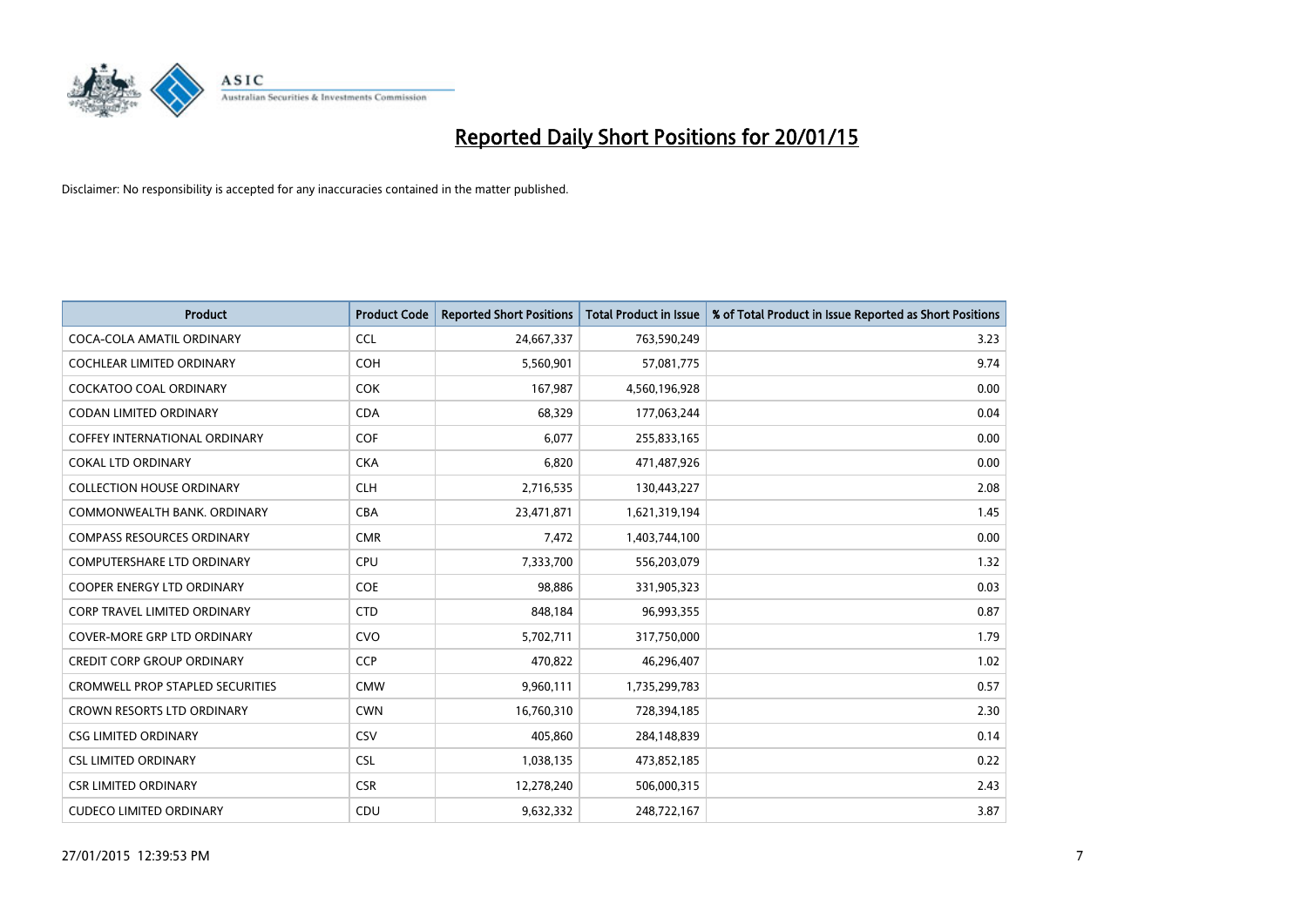# Reported Daily Short Positions for 20/01/15

Disclaimer: No responsibility is accepted for any inaccuracies contained in the matter published.

| Product | Product Code | Reported Short Positions | Total Product in Issue | % of Total Product in Issue Reported as Short Positions |
|---|---|---|---|---|
| COCA-COLA AMATIL ORDINARY | CCL | 24,667,337 | 763,590,249 | 3.23 |
| COCHLEAR LIMITED ORDINARY | COH | 5,560,901 | 57,081,775 | 9.74 |
| COCKATOO COAL ORDINARY | COK | 167,987 | 4,560,196,928 | 0.00 |
| CODAN LIMITED ORDINARY | CDA | 68,329 | 177,063,244 | 0.04 |
| COFFEY INTERNATIONAL ORDINARY | COF | 6,077 | 255,833,165 | 0.00 |
| COKAL LTD ORDINARY | CKA | 6,820 | 471,487,926 | 0.00 |
| COLLECTION HOUSE ORDINARY | CLH | 2,716,535 | 130,443,227 | 2.08 |
| COMMONWEALTH BANK. ORDINARY | CBA | 23,471,871 | 1,621,319,194 | 1.45 |
| COMPASS RESOURCES ORDINARY | CMR | 7,472 | 1,403,744,100 | 0.00 |
| COMPUTERSHARE LTD ORDINARY | CPU | 7,333,700 | 556,203,079 | 1.32 |
| COOPER ENERGY LTD ORDINARY | COE | 98,886 | 331,905,323 | 0.03 |
| CORP TRAVEL LIMITED ORDINARY | CTD | 848,184 | 96,993,355 | 0.87 |
| COVER-MORE GRP LTD ORDINARY | CVO | 5,702,711 | 317,750,000 | 1.79 |
| CREDIT CORP GROUP ORDINARY | CCP | 470,822 | 46,296,407 | 1.02 |
| CROMWELL PROP STAPLED SECURITIES | CMW | 9,960,111 | 1,735,299,783 | 0.57 |
| CROWN RESORTS LTD ORDINARY | CWN | 16,760,310 | 728,394,185 | 2.30 |
| CSG LIMITED ORDINARY | CSV | 405,860 | 284,148,839 | 0.14 |
| CSL LIMITED ORDINARY | CSL | 1,038,135 | 473,852,185 | 0.22 |
| CSR LIMITED ORDINARY | CSR | 12,278,240 | 506,000,315 | 2.43 |
| CUDECO LIMITED ORDINARY | CDU | 9,632,332 | 248,722,167 | 3.87 |

27/01/2015 12:39:53 PM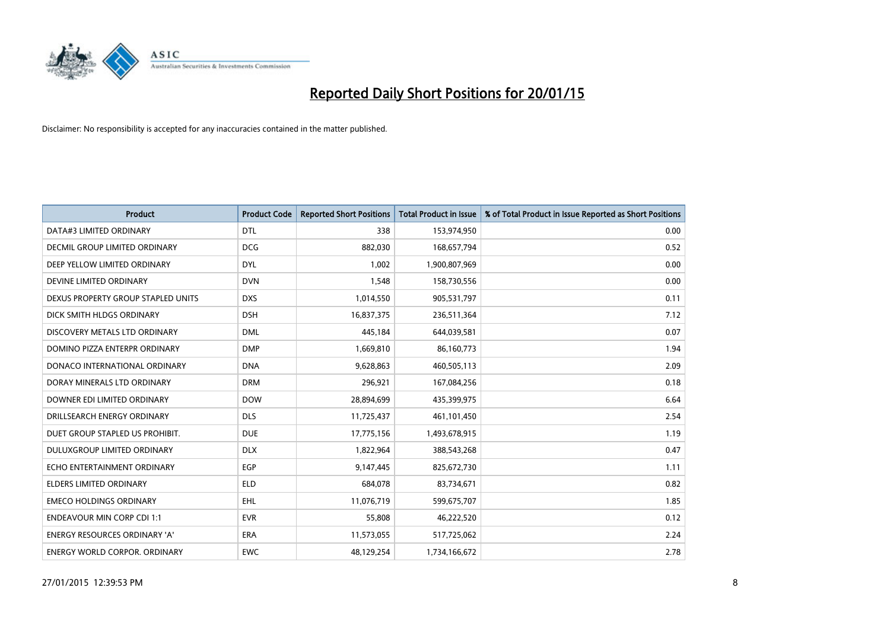# Reported Daily Short Positions for 20/01/15

Disclaimer: No responsibility is accepted for any inaccuracies contained in the matter published.

| Product | Product Code | Reported Short Positions | Total Product in Issue | % of Total Product in Issue Reported as Short Positions |
|---|---|---|---|---|
| DATA#3 LIMITED ORDINARY | DTL | 338 | 153,974,950 | 0.00 |
| DECMIL GROUP LIMITED ORDINARY | DCG | 882,030 | 168,657,794 | 0.52 |
| DEEP YELLOW LIMITED ORDINARY | DYL | 1,002 | 1,900,807,969 | 0.00 |
| DEVINE LIMITED ORDINARY | DVN | 1,548 | 158,730,556 | 0.00 |
| DEXUS PROPERTY GROUP STAPLED UNITS | DXS | 1,014,550 | 905,531,797 | 0.11 |
| DICK SMITH HLDGS ORDINARY | DSH | 16,837,375 | 236,511,364 | 7.12 |
| DISCOVERY METALS LTD ORDINARY | DML | 445,184 | 644,039,581 | 0.07 |
| DOMINO PIZZA ENTERPR ORDINARY | DMP | 1,669,810 | 86,160,773 | 1.94 |
| DONACO INTERNATIONAL ORDINARY | DNA | 9,628,863 | 460,505,113 | 2.09 |
| DORAY MINERALS LTD ORDINARY | DRM | 296,921 | 167,084,256 | 0.18 |
| DOWNER EDI LIMITED ORDINARY | DOW | 28,894,699 | 435,399,975 | 6.64 |
| DRILLSEARCH ENERGY ORDINARY | DLS | 11,725,437 | 461,101,450 | 2.54 |
| DUET GROUP STAPLED US PROHIBIT. | DUE | 17,775,156 | 1,493,678,915 | 1.19 |
| DULUXGROUP LIMITED ORDINARY | DLX | 1,822,964 | 388,543,268 | 0.47 |
| ECHO ENTERTAINMENT ORDINARY | EGP | 9,147,445 | 825,672,730 | 1.11 |
| ELDERS LIMITED ORDINARY | ELD | 684,078 | 83,734,671 | 0.82 |
| EMECO HOLDINGS ORDINARY | EHL | 11,076,719 | 599,675,707 | 1.85 |
| ENDEAVOUR MIN CORP CDI 1:1 | EVR | 55,808 | 46,222,520 | 0.12 |
| ENERGY RESOURCES ORDINARY 'A' | ERA | 11,573,055 | 517,725,062 | 2.24 |
| ENERGY WORLD CORPOR. ORDINARY | EWC | 48,129,254 | 1,734,166,672 | 2.78 |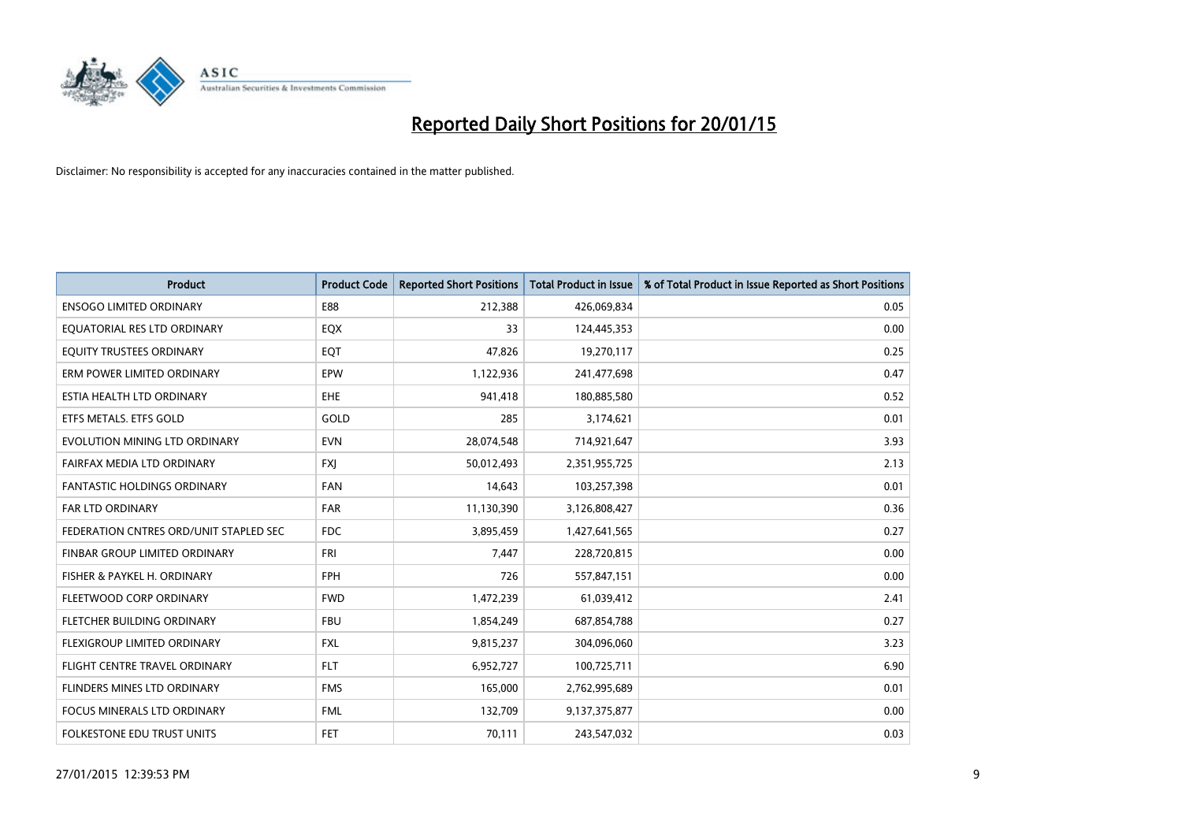# Reported Daily Short Positions for 20/01/15

Disclaimer: No responsibility is accepted for any inaccuracies contained in the matter published.

| Product | Product Code | Reported Short Positions | Total Product in Issue | % of Total Product in Issue Reported as Short Positions |
|---|---|---|---|---|
| ENSOGO LIMITED ORDINARY | E88 | 212,388 | 426,069,834 | 0.05 |
| EQUATORIAL RES LTD ORDINARY | EQX | 33 | 124,445,353 | 0.00 |
| EQUITY TRUSTEES ORDINARY | EQT | 47,826 | 19,270,117 | 0.25 |
| ERM POWER LIMITED ORDINARY | EPW | 1,122,936 | 241,477,698 | 0.47 |
| ESTIA HEALTH LTD ORDINARY | EHE | 941,418 | 180,885,580 | 0.52 |
| ETFS METALS. ETFS GOLD | GOLD | 285 | 3,174,621 | 0.01 |
| EVOLUTION MINING LTD ORDINARY | EVN | 28,074,548 | 714,921,647 | 3.93 |
| FAIRFAX MEDIA LTD ORDINARY | FXJ | 50,012,493 | 2,351,955,725 | 2.13 |
| FANTASTIC HOLDINGS ORDINARY | FAN | 14,643 | 103,257,398 | 0.01 |
| FAR LTD ORDINARY | FAR | 11,130,390 | 3,126,808,427 | 0.36 |
| FEDERATION CNTRES ORD/UNIT STAPLED SEC | FDC | 3,895,459 | 1,427,641,565 | 0.27 |
| FINBAR GROUP LIMITED ORDINARY | FRI | 7,447 | 228,720,815 | 0.00 |
| FISHER & PAYKEL H. ORDINARY | FPH | 726 | 557,847,151 | 0.00 |
| FLEETWOOD CORP ORDINARY | FWD | 1,472,239 | 61,039,412 | 2.41 |
| FLETCHER BUILDING ORDINARY | FBU | 1,854,249 | 687,854,788 | 0.27 |
| FLEXIGROUP LIMITED ORDINARY | FXL | 9,815,237 | 304,096,060 | 3.23 |
| FLIGHT CENTRE TRAVEL ORDINARY | FLT | 6,952,727 | 100,725,711 | 6.90 |
| FLINDERS MINES LTD ORDINARY | FMS | 165,000 | 2,762,995,689 | 0.01 |
| FOCUS MINERALS LTD ORDINARY | FML | 132,709 | 9,137,375,877 | 0.00 |
| FOLKESTONE EDU TRUST UNITS | FET | 70,111 | 243,547,032 | 0.03 |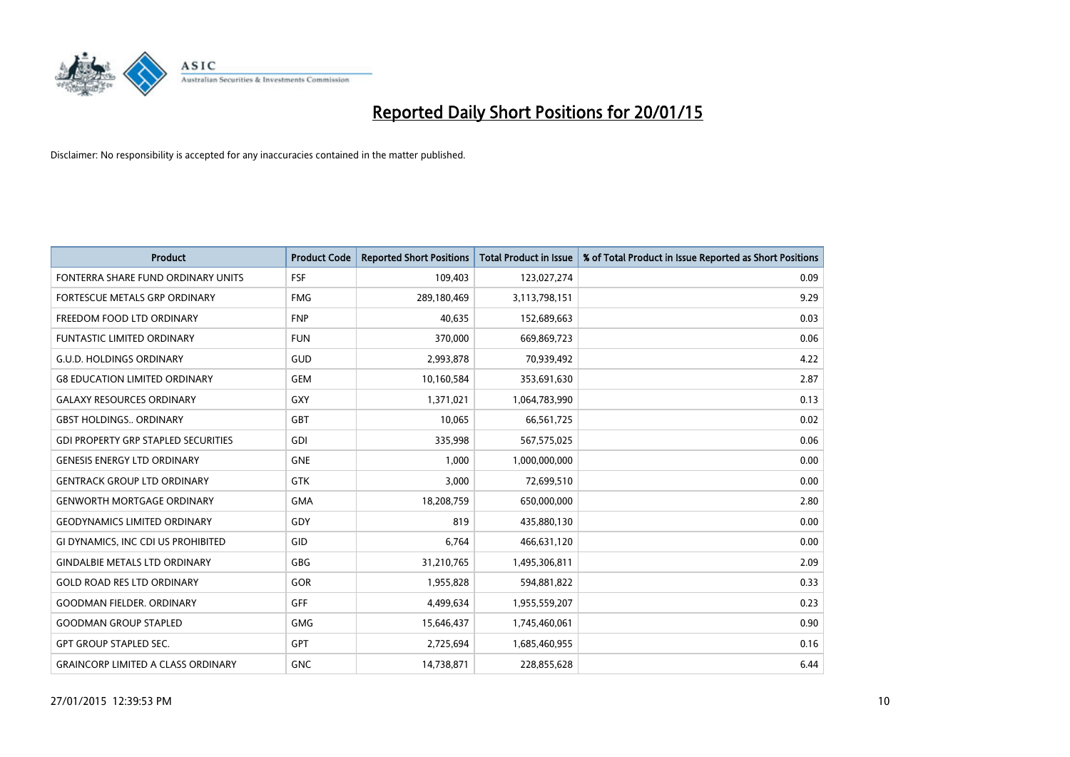# Reported Daily Short Positions for 20/01/15

Disclaimer: No responsibility is accepted for any inaccuracies contained in the matter published.

| Product | Product Code | Reported Short Positions | Total Product in Issue | % of Total Product in Issue Reported as Short Positions |
|---|---|---|---|---|
| FONTERRA SHARE FUND ORDINARY UNITS | FSF | 109,403 | 123,027,274 | 0.09 |
| FORTESCUE METALS GRP ORDINARY | FMG | 289,180,469 | 3,113,798,151 | 9.29 |
| FREEDOM FOOD LTD ORDINARY | FNP | 40,635 | 152,689,663 | 0.03 |
| FUNTASTIC LIMITED ORDINARY | FUN | 370,000 | 669,869,723 | 0.06 |
| G.U.D. HOLDINGS ORDINARY | GUD | 2,993,878 | 70,939,492 | 4.22 |
| G8 EDUCATION LIMITED ORDINARY | GEM | 10,160,584 | 353,691,630 | 2.87 |
| GALAXY RESOURCES ORDINARY | GXY | 1,371,021 | 1,064,783,990 | 0.13 |
| GBST HOLDINGS.. ORDINARY | GBT | 10,065 | 66,561,725 | 0.02 |
| GDI PROPERTY GRP STAPLED SECURITIES | GDI | 335,998 | 567,575,025 | 0.06 |
| GENESIS ENERGY LTD ORDINARY | GNE | 1,000 | 1,000,000,000 | 0.00 |
| GENTRACK GROUP LTD ORDINARY | GTK | 3,000 | 72,699,510 | 0.00 |
| GENWORTH MORTGAGE ORDINARY | GMA | 18,208,759 | 650,000,000 | 2.80 |
| GEODYNAMICS LIMITED ORDINARY | GDY | 819 | 435,880,130 | 0.00 |
| GI DYNAMICS, INC CDI US PROHIBITED | GID | 6,764 | 466,631,120 | 0.00 |
| GINDALBIE METALS LTD ORDINARY | GBG | 31,210,765 | 1,495,306,811 | 2.09 |
| GOLD ROAD RES LTD ORDINARY | GOR | 1,955,828 | 594,881,822 | 0.33 |
| GOODMAN FIELDER. ORDINARY | GFF | 4,499,634 | 1,955,559,207 | 0.23 |
| GOODMAN GROUP STAPLED | GMG | 15,646,437 | 1,745,460,061 | 0.90 |
| GPT GROUP STAPLED SEC. | GPT | 2,725,694 | 1,685,460,955 | 0.16 |
| GRAINCORP LIMITED A CLASS ORDINARY | GNC | 14,738,871 | 228,855,628 | 6.44 |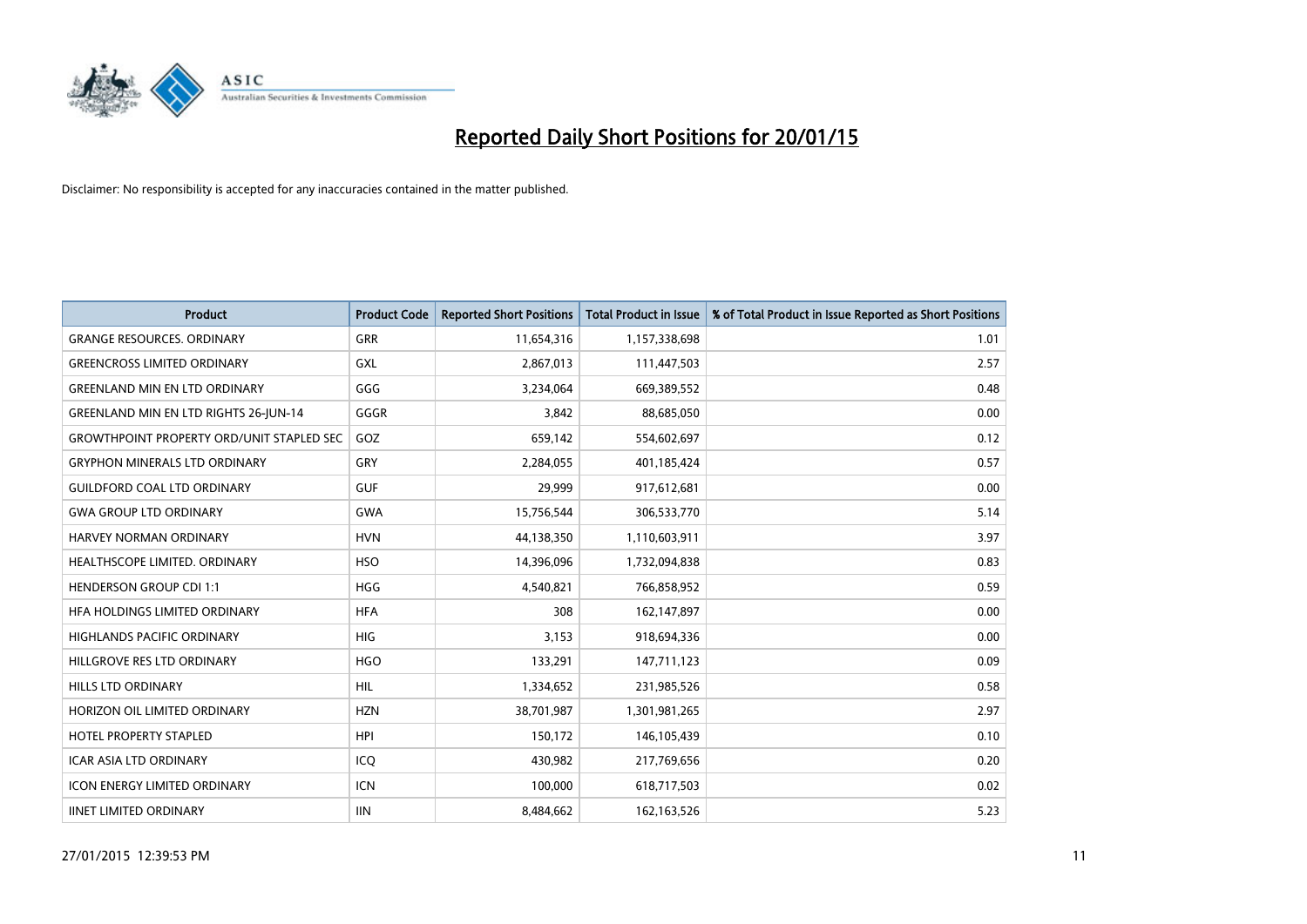# Reported Daily Short Positions for 20/01/15

Disclaimer: No responsibility is accepted for any inaccuracies contained in the matter published.

| Product | Product Code | Reported Short Positions | Total Product in Issue | % of Total Product in Issue Reported as Short Positions |
|---|---|---|---|---|
| GRANGE RESOURCES. ORDINARY | GRR | 11,654,316 | 1,157,338,698 | 1.01 |
| GREENCROSS LIMITED ORDINARY | GXL | 2,867,013 | 111,447,503 | 2.57 |
| GREENLAND MIN EN LTD ORDINARY | GGG | 3,234,064 | 669,389,552 | 0.48 |
| GREENLAND MIN EN LTD RIGHTS 26-JUN-14 | GGGR | 3,842 | 88,685,050 | 0.00 |
| GROWTHPOINT PROPERTY ORD/UNIT STAPLED SEC | GOZ | 659,142 | 554,602,697 | 0.12 |
| GRYPHON MINERALS LTD ORDINARY | GRY | 2,284,055 | 401,185,424 | 0.57 |
| GUILDFORD COAL LTD ORDINARY | GUF | 29,999 | 917,612,681 | 0.00 |
| GWA GROUP LTD ORDINARY | GWA | 15,756,544 | 306,533,770 | 5.14 |
| HARVEY NORMAN ORDINARY | HVN | 44,138,350 | 1,110,603,911 | 3.97 |
| HEALTHSCOPE LIMITED. ORDINARY | HSO | 14,396,096 | 1,732,094,838 | 0.83 |
| HENDERSON GROUP CDI 1:1 | HGG | 4,540,821 | 766,858,952 | 0.59 |
| HFA HOLDINGS LIMITED ORDINARY | HFA | 308 | 162,147,897 | 0.00 |
| HIGHLANDS PACIFIC ORDINARY | HIG | 3,153 | 918,694,336 | 0.00 |
| HILLGROVE RES LTD ORDINARY | HGO | 133,291 | 147,711,123 | 0.09 |
| HILLS LTD ORDINARY | HIL | 1,334,652 | 231,985,526 | 0.58 |
| HORIZON OIL LIMITED ORDINARY | HZN | 38,701,987 | 1,301,981,265 | 2.97 |
| HOTEL PROPERTY STAPLED | HPI | 150,172 | 146,105,439 | 0.10 |
| ICAR ASIA LTD ORDINARY | ICQ | 430,982 | 217,769,656 | 0.20 |
| ICON ENERGY LIMITED ORDINARY | ICN | 100,000 | 618,717,503 | 0.02 |
| IINET LIMITED ORDINARY | IIN | 8,484,662 | 162,163,526 | 5.23 |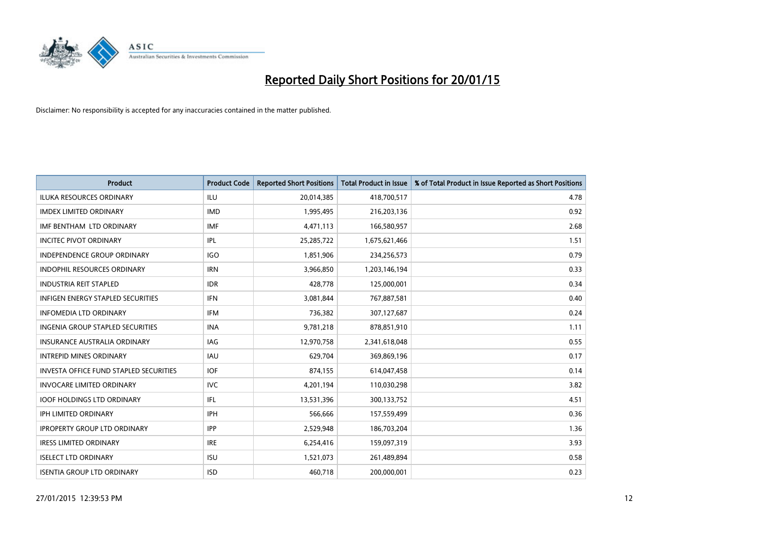# Reported Daily Short Positions for 20/01/15

Disclaimer: No responsibility is accepted for any inaccuracies contained in the matter published.

| Product | Product Code | Reported Short Positions | Total Product in Issue | % of Total Product in Issue Reported as Short Positions |
|---|---|---|---|---|
| ILUKA RESOURCES ORDINARY | ILU | 20,014,385 | 418,700,517 | 4.78 |
| IMDEX LIMITED ORDINARY | IMD | 1,995,495 | 216,203,136 | 0.92 |
| IMF BENTHAM LTD ORDINARY | IMF | 4,471,113 | 166,580,957 | 2.68 |
| INCITEC PIVOT ORDINARY | IPL | 25,285,722 | 1,675,621,466 | 1.51 |
| INDEPENDENCE GROUP ORDINARY | IGO | 1,851,906 | 234,256,573 | 0.79 |
| INDOPHIL RESOURCES ORDINARY | IRN | 3,966,850 | 1,203,146,194 | 0.33 |
| INDUSTRIA REIT STAPLED | IDR | 428,778 | 125,000,001 | 0.34 |
| INFIGEN ENERGY STAPLED SECURITIES | IFN | 3,081,844 | 767,887,581 | 0.40 |
| INFOMEDIA LTD ORDINARY | IFM | 736,382 | 307,127,687 | 0.24 |
| INGENIA GROUP STAPLED SECURITIES | INA | 9,781,218 | 878,851,910 | 1.11 |
| INSURANCE AUSTRALIA ORDINARY | IAG | 12,970,758 | 2,341,618,048 | 0.55 |
| INTREPID MINES ORDINARY | IAU | 629,704 | 369,869,196 | 0.17 |
| INVESTA OFFICE FUND STAPLED SECURITIES | IOF | 874,155 | 614,047,458 | 0.14 |
| INVOCARE LIMITED ORDINARY | IVC | 4,201,194 | 110,030,298 | 3.82 |
| IOOF HOLDINGS LTD ORDINARY | IFL | 13,531,396 | 300,133,752 | 4.51 |
| IPH LIMITED ORDINARY | IPH | 566,666 | 157,559,499 | 0.36 |
| IPROPERTY GROUP LTD ORDINARY | IPP | 2,529,948 | 186,703,204 | 1.36 |
| IRESS LIMITED ORDINARY | IRE | 6,254,416 | 159,097,319 | 3.93 |
| ISELECT LTD ORDINARY | ISU | 1,521,073 | 261,489,894 | 0.58 |
| ISENTIA GROUP LTD ORDINARY | ISD | 460,718 | 200,000,001 | 0.23 |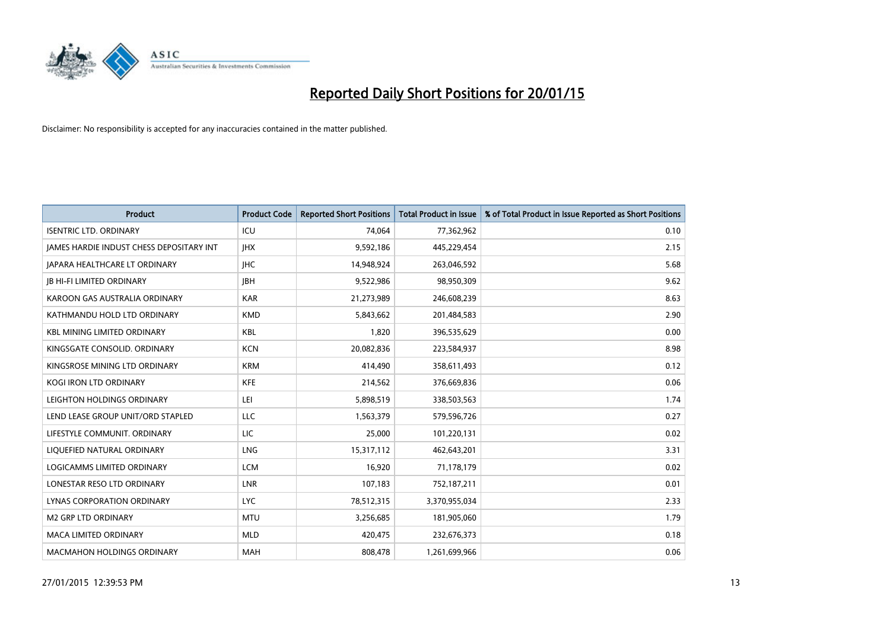# Reported Daily Short Positions for 20/01/15

Disclaimer: No responsibility is accepted for any inaccuracies contained in the matter published.

| Product | Product Code | Reported Short Positions | Total Product in Issue | % of Total Product in Issue Reported as Short Positions |
|---|---|---|---|---|
| ISENTRIC LTD. ORDINARY | ICU | 74,064 | 77,362,962 | 0.10 |
| JAMES HARDIE INDUST CHESS DEPOSITARY INT | JHX | 9,592,186 | 445,229,454 | 2.15 |
| JAPARA HEALTHCARE LT ORDINARY | JHC | 14,948,924 | 263,046,592 | 5.68 |
| JB HI-FI LIMITED ORDINARY | JBH | 9,522,986 | 98,950,309 | 9.62 |
| KAROON GAS AUSTRALIA ORDINARY | KAR | 21,273,989 | 246,608,239 | 8.63 |
| KATHMANDU HOLD LTD ORDINARY | KMD | 5,843,662 | 201,484,583 | 2.90 |
| KBL MINING LIMITED ORDINARY | KBL | 1,820 | 396,535,629 | 0.00 |
| KINGSGATE CONSOLID. ORDINARY | KCN | 20,082,836 | 223,584,937 | 8.98 |
| KINGSROSE MINING LTD ORDINARY | KRM | 414,490 | 358,611,493 | 0.12 |
| KOGI IRON LTD ORDINARY | KFE | 214,562 | 376,669,836 | 0.06 |
| LEIGHTON HOLDINGS ORDINARY | LEI | 5,898,519 | 338,503,563 | 1.74 |
| LEND LEASE GROUP UNIT/ORD STAPLED | LLC | 1,563,379 | 579,596,726 | 0.27 |
| LIFESTYLE COMMUNIT. ORDINARY | LIC | 25,000 | 101,220,131 | 0.02 |
| LIQUEFIED NATURAL ORDINARY | LNG | 15,317,112 | 462,643,201 | 3.31 |
| LOGICAMMS LIMITED ORDINARY | LCM | 16,920 | 71,178,179 | 0.02 |
| LONESTAR RESO LTD ORDINARY | LNR | 107,183 | 752,187,211 | 0.01 |
| LYNAS CORPORATION ORDINARY | LYC | 78,512,315 | 3,370,955,034 | 2.33 |
| M2 GRP LTD ORDINARY | MTU | 3,256,685 | 181,905,060 | 1.79 |
| MACA LIMITED ORDINARY | MLD | 420,475 | 232,676,373 | 0.18 |
| MACMAHON HOLDINGS ORDINARY | MAH | 808,478 | 1,261,699,966 | 0.06 |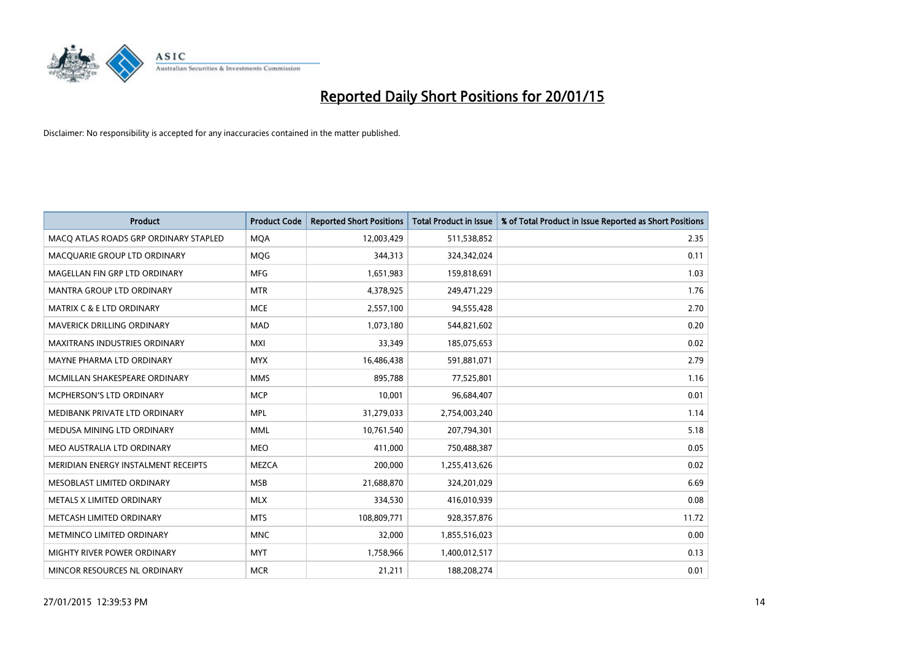# Reported Daily Short Positions for 20/01/15

Disclaimer: No responsibility is accepted for any inaccuracies contained in the matter published.

| Product | Product Code | Reported Short Positions | Total Product in Issue | % of Total Product in Issue Reported as Short Positions |
| --- | --- | --- | --- | --- |
| MACQ ATLAS ROADS GRP ORDINARY STAPLED | MQA | 12,003,429 | 511,538,852 | 2.35 |
| MACQUARIE GROUP LTD ORDINARY | MQG | 344,313 | 324,342,024 | 0.11 |
| MAGELLAN FIN GRP LTD ORDINARY | MFG | 1,651,983 | 159,818,691 | 1.03 |
| MANTRA GROUP LTD ORDINARY | MTR | 4,378,925 | 249,471,229 | 1.76 |
| MATRIX C & E LTD ORDINARY | MCE | 2,557,100 | 94,555,428 | 2.70 |
| MAVERICK DRILLING ORDINARY | MAD | 1,073,180 | 544,821,602 | 0.20 |
| MAXITRANS INDUSTRIES ORDINARY | MXI | 33,349 | 185,075,653 | 0.02 |
| MAYNE PHARMA LTD ORDINARY | MYX | 16,486,438 | 591,881,071 | 2.79 |
| MCMILLAN SHAKESPEARE ORDINARY | MMS | 895,788 | 77,525,801 | 1.16 |
| MCPHERSON'S LTD ORDINARY | MCP | 10,001 | 96,684,407 | 0.01 |
| MEDIBANK PRIVATE LTD ORDINARY | MPL | 31,279,033 | 2,754,003,240 | 1.14 |
| MEDUSA MINING LTD ORDINARY | MML | 10,761,540 | 207,794,301 | 5.18 |
| MEO AUSTRALIA LTD ORDINARY | MEO | 411,000 | 750,488,387 | 0.05 |
| MERIDIAN ENERGY INSTALMENT RECEIPTS | MEZCA | 200,000 | 1,255,413,626 | 0.02 |
| MESOBLAST LIMITED ORDINARY | MSB | 21,688,870 | 324,201,029 | 6.69 |
| METALS X LIMITED ORDINARY | MLX | 334,530 | 416,010,939 | 0.08 |
| METCASH LIMITED ORDINARY | MTS | 108,809,771 | 928,357,876 | 11.72 |
| METMINCO LIMITED ORDINARY | MNC | 32,000 | 1,855,516,023 | 0.00 |
| MIGHTY RIVER POWER ORDINARY | MYT | 1,758,966 | 1,400,012,517 | 0.13 |
| MINCOR RESOURCES NL ORDINARY | MCR | 21,211 | 188,208,274 | 0.01 |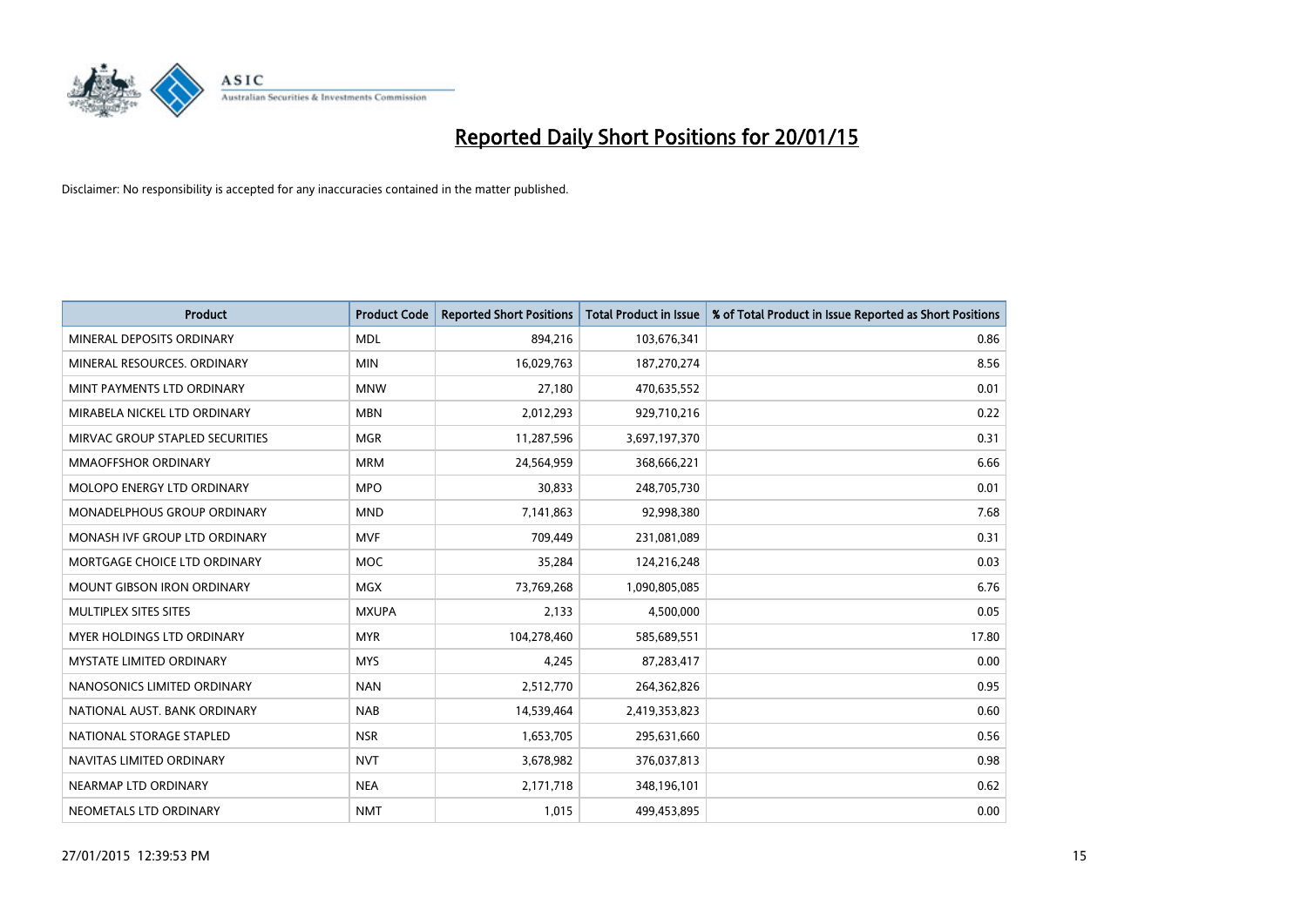# Reported Daily Short Positions for 20/01/15

Disclaimer: No responsibility is accepted for any inaccuracies contained in the matter published.

| Product | Product Code | Reported Short Positions | Total Product in Issue | % of Total Product in Issue Reported as Short Positions |
|---|---|---|---|---|
| MINERAL DEPOSITS ORDINARY | MDL | 894,216 | 103,676,341 | 0.86 |
| MINERAL RESOURCES. ORDINARY | MIN | 16,029,763 | 187,270,274 | 8.56 |
| MINT PAYMENTS LTD ORDINARY | MNW | 27,180 | 470,635,552 | 0.01 |
| MIRABELA NICKEL LTD ORDINARY | MBN | 2,012,293 | 929,710,216 | 0.22 |
| MIRVAC GROUP STAPLED SECURITIES | MGR | 11,287,596 | 3,697,197,370 | 0.31 |
| MMAOFFSHOR ORDINARY | MRM | 24,564,959 | 368,666,221 | 6.66 |
| MOLOPO ENERGY LTD ORDINARY | MPO | 30,833 | 248,705,730 | 0.01 |
| MONADELPHOUS GROUP ORDINARY | MND | 7,141,863 | 92,998,380 | 7.68 |
| MONASH IVF GROUP LTD ORDINARY | MVF | 709,449 | 231,081,089 | 0.31 |
| MORTGAGE CHOICE LTD ORDINARY | MOC | 35,284 | 124,216,248 | 0.03 |
| MOUNT GIBSON IRON ORDINARY | MGX | 73,769,268 | 1,090,805,085 | 6.76 |
| MULTIPLEX SITES SITES | MXUPA | 2,133 | 4,500,000 | 0.05 |
| MYER HOLDINGS LTD ORDINARY | MYR | 104,278,460 | 585,689,551 | 17.80 |
| MYSTATE LIMITED ORDINARY | MYS | 4,245 | 87,283,417 | 0.00 |
| NANOSONICS LIMITED ORDINARY | NAN | 2,512,770 | 264,362,826 | 0.95 |
| NATIONAL AUST. BANK ORDINARY | NAB | 14,539,464 | 2,419,353,823 | 0.60 |
| NATIONAL STORAGE STAPLED | NSR | 1,653,705 | 295,631,660 | 0.56 |
| NAVITAS LIMITED ORDINARY | NVT | 3,678,982 | 376,037,813 | 0.98 |
| NEARMAP LTD ORDINARY | NEA | 2,171,718 | 348,196,101 | 0.62 |
| NEOMETALS LTD ORDINARY | NMT | 1,015 | 499,453,895 | 0.00 |

27/01/2015 12:39:53 PM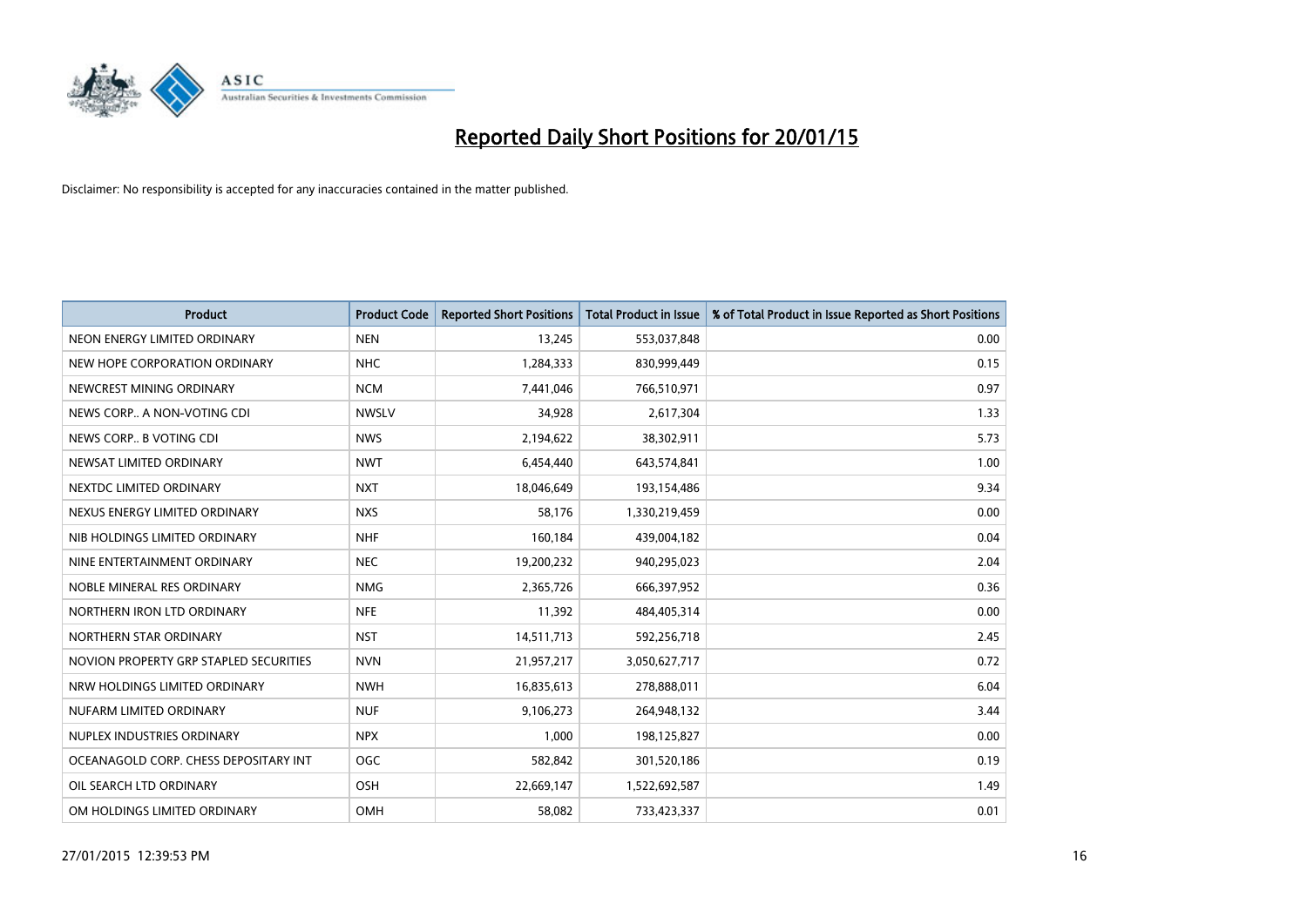# Reported Daily Short Positions for 20/01/15

Disclaimer: No responsibility is accepted for any inaccuracies contained in the matter published.

| Product | Product Code | Reported Short Positions | Total Product in Issue | % of Total Product in Issue Reported as Short Positions |
|---|---|---|---|---|
| NEON ENERGY LIMITED ORDINARY | NEN | 13,245 | 553,037,848 | 0.00 |
| NEW HOPE CORPORATION ORDINARY | NHC | 1,284,333 | 830,999,449 | 0.15 |
| NEWCREST MINING ORDINARY | NCM | 7,441,046 | 766,510,971 | 0.97 |
| NEWS CORP.. A NON-VOTING CDI | NWSLV | 34,928 | 2,617,304 | 1.33 |
| NEWS CORP.. B VOTING CDI | NWS | 2,194,622 | 38,302,911 | 5.73 |
| NEWSAT LIMITED ORDINARY | NWT | 6,454,440 | 643,574,841 | 1.00 |
| NEXTDC LIMITED ORDINARY | NXT | 18,046,649 | 193,154,486 | 9.34 |
| NEXUS ENERGY LIMITED ORDINARY | NXS | 58,176 | 1,330,219,459 | 0.00 |
| NIB HOLDINGS LIMITED ORDINARY | NHF | 160,184 | 439,004,182 | 0.04 |
| NINE ENTERTAINMENT ORDINARY | NEC | 19,200,232 | 940,295,023 | 2.04 |
| NOBLE MINERAL RES ORDINARY | NMG | 2,365,726 | 666,397,952 | 0.36 |
| NORTHERN IRON LTD ORDINARY | NFE | 11,392 | 484,405,314 | 0.00 |
| NORTHERN STAR ORDINARY | NST | 14,511,713 | 592,256,718 | 2.45 |
| NOVION PROPERTY GRP STAPLED SECURITIES | NVN | 21,957,217 | 3,050,627,717 | 0.72 |
| NRW HOLDINGS LIMITED ORDINARY | NWH | 16,835,613 | 278,888,011 | 6.04 |
| NUFARM LIMITED ORDINARY | NUF | 9,106,273 | 264,948,132 | 3.44 |
| NUPLEX INDUSTRIES ORDINARY | NPX | 1,000 | 198,125,827 | 0.00 |
| OCEANAGOLD CORP. CHESS DEPOSITARY INT | OGC | 582,842 | 301,520,186 | 0.19 |
| OIL SEARCH LTD ORDINARY | OSH | 22,669,147 | 1,522,692,587 | 1.49 |
| OM HOLDINGS LIMITED ORDINARY | OMH | 58,082 | 733,423,337 | 0.01 |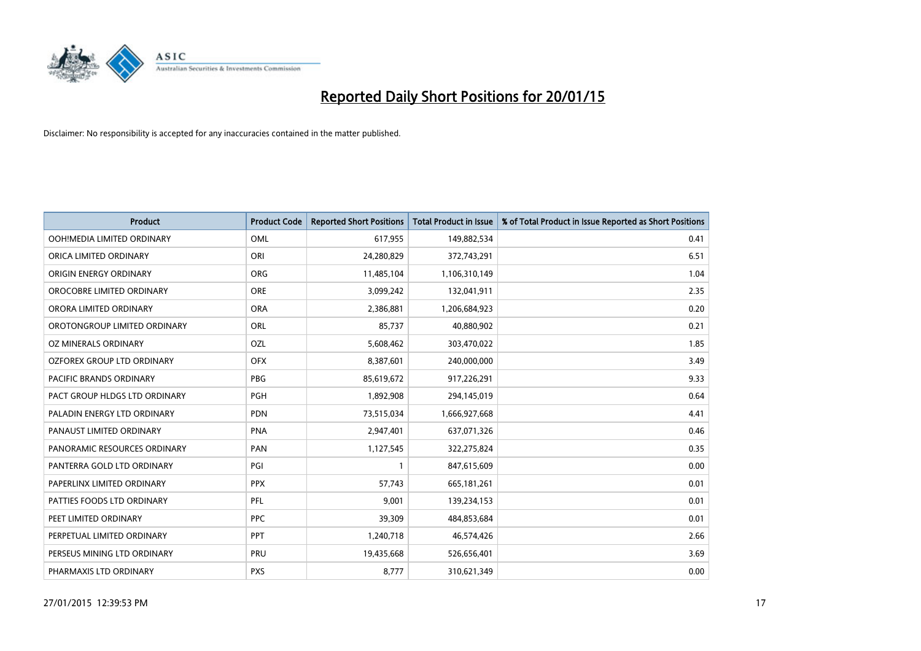# Reported Daily Short Positions for 20/01/15

Disclaimer: No responsibility is accepted for any inaccuracies contained in the matter published.

| Product | Product Code | Reported Short Positions | Total Product in Issue | % of Total Product in Issue Reported as Short Positions |
|---|---|---|---|---|
| OOH!MEDIA LIMITED ORDINARY | OML | 617,955 | 149,882,534 | 0.41 |
| ORICA LIMITED ORDINARY | ORI | 24,280,829 | 372,743,291 | 6.51 |
| ORIGIN ENERGY ORDINARY | ORG | 11,485,104 | 1,106,310,149 | 1.04 |
| OROCOBRE LIMITED ORDINARY | ORE | 3,099,242 | 132,041,911 | 2.35 |
| ORORA LIMITED ORDINARY | ORA | 2,386,881 | 1,206,684,923 | 0.20 |
| OROTONGROUP LIMITED ORDINARY | ORL | 85,737 | 40,880,902 | 0.21 |
| OZ MINERALS ORDINARY | OZL | 5,608,462 | 303,470,022 | 1.85 |
| OZFOREX GROUP LTD ORDINARY | OFX | 8,387,601 | 240,000,000 | 3.49 |
| PACIFIC BRANDS ORDINARY | PBG | 85,619,672 | 917,226,291 | 9.33 |
| PACT GROUP HLDGS LTD ORDINARY | PGH | 1,892,908 | 294,145,019 | 0.64 |
| PALADIN ENERGY LTD ORDINARY | PDN | 73,515,034 | 1,666,927,668 | 4.41 |
| PANAUST LIMITED ORDINARY | PNA | 2,947,401 | 637,071,326 | 0.46 |
| PANORAMIC RESOURCES ORDINARY | PAN | 1,127,545 | 322,275,824 | 0.35 |
| PANTERRA GOLD LTD ORDINARY | PGI | 1 | 847,615,609 | 0.00 |
| PAPERLINX LIMITED ORDINARY | PPX | 57,743 | 665,181,261 | 0.01 |
| PATTIES FOODS LTD ORDINARY | PFL | 9,001 | 139,234,153 | 0.01 |
| PEET LIMITED ORDINARY | PPC | 39,309 | 484,853,684 | 0.01 |
| PERPETUAL LIMITED ORDINARY | PPT | 1,240,718 | 46,574,426 | 2.66 |
| PERSEUS MINING LTD ORDINARY | PRU | 19,435,668 | 526,656,401 | 3.69 |
| PHARMAXIS LTD ORDINARY | PXS | 8,777 | 310,621,349 | 0.00 |

27/01/2015 12:39:53 PM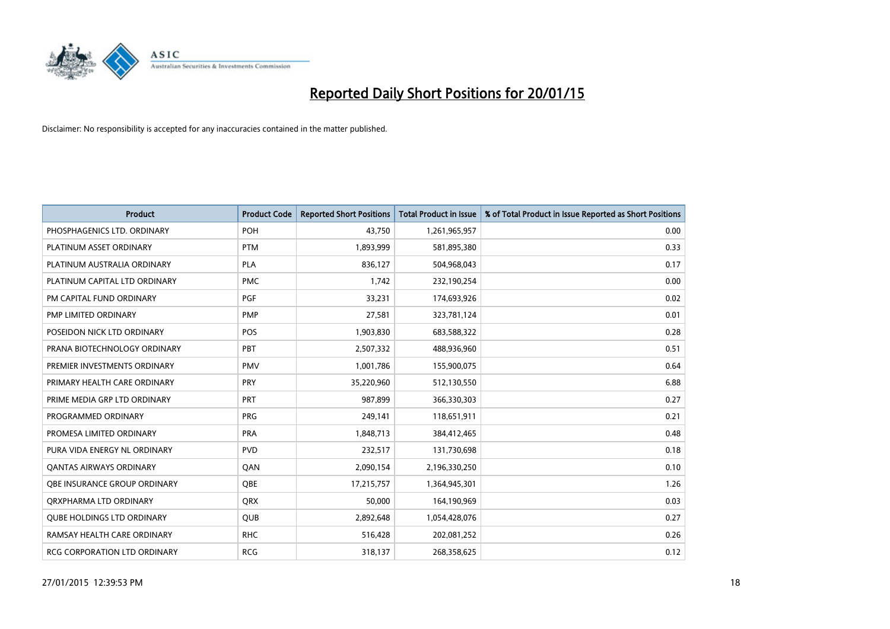# Reported Daily Short Positions for 20/01/15

Disclaimer: No responsibility is accepted for any inaccuracies contained in the matter published.

| Product | Product Code | Reported Short Positions | Total Product in Issue | % of Total Product in Issue Reported as Short Positions |
|---|---|---|---|---|
| PHOSPHAGENICS LTD. ORDINARY | POH | 43,750 | 1,261,965,957 | 0.00 |
| PLATINUM ASSET ORDINARY | PTM | 1,893,999 | 581,895,380 | 0.33 |
| PLATINUM AUSTRALIA ORDINARY | PLA | 836,127 | 504,968,043 | 0.17 |
| PLATINUM CAPITAL LTD ORDINARY | PMC | 1,742 | 232,190,254 | 0.00 |
| PM CAPITAL FUND ORDINARY | PGF | 33,231 | 174,693,926 | 0.02 |
| PMP LIMITED ORDINARY | PMP | 27,581 | 323,781,124 | 0.01 |
| POSEIDON NICK LTD ORDINARY | POS | 1,903,830 | 683,588,322 | 0.28 |
| PRANA BIOTECHNOLOGY ORDINARY | PBT | 2,507,332 | 488,936,960 | 0.51 |
| PREMIER INVESTMENTS ORDINARY | PMV | 1,001,786 | 155,900,075 | 0.64 |
| PRIMARY HEALTH CARE ORDINARY | PRY | 35,220,960 | 512,130,550 | 6.88 |
| PRIME MEDIA GRP LTD ORDINARY | PRT | 987,899 | 366,330,303 | 0.27 |
| PROGRAMMED ORDINARY | PRG | 249,141 | 118,651,911 | 0.21 |
| PROMESA LIMITED ORDINARY | PRA | 1,848,713 | 384,412,465 | 0.48 |
| PURA VIDA ENERGY NL ORDINARY | PVD | 232,517 | 131,730,698 | 0.18 |
| QANTAS AIRWAYS ORDINARY | QAN | 2,090,154 | 2,196,330,250 | 0.10 |
| QBE INSURANCE GROUP ORDINARY | QBE | 17,215,757 | 1,364,945,301 | 1.26 |
| QRXPHARMA LTD ORDINARY | QRX | 50,000 | 164,190,969 | 0.03 |
| QUBE HOLDINGS LTD ORDINARY | QUB | 2,892,648 | 1,054,428,076 | 0.27 |
| RAMSAY HEALTH CARE ORDINARY | RHC | 516,428 | 202,081,252 | 0.26 |
| RCG CORPORATION LTD ORDINARY | RCG | 318,137 | 268,358,625 | 0.12 |

27/01/2015 12:39:53 PM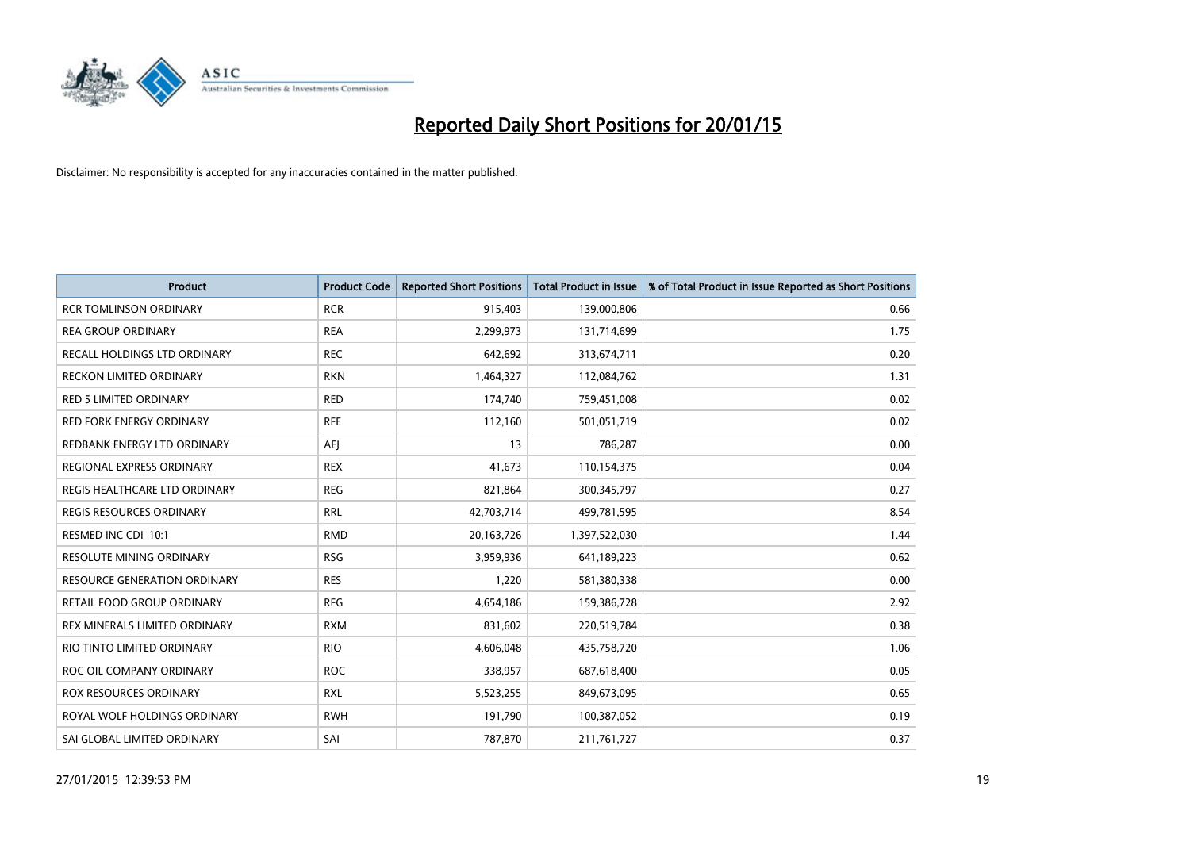# Reported Daily Short Positions for 20/01/15

Disclaimer: No responsibility is accepted for any inaccuracies contained in the matter published.

| Product | Product Code | Reported Short Positions | Total Product in Issue | % of Total Product in Issue Reported as Short Positions |
|---|---|---|---|---|
| RCR TOMLINSON ORDINARY | RCR | 915,403 | 139,000,806 | 0.66 |
| REA GROUP ORDINARY | REA | 2,299,973 | 131,714,699 | 1.75 |
| RECALL HOLDINGS LTD ORDINARY | REC | 642,692 | 313,674,711 | 0.20 |
| RECKON LIMITED ORDINARY | RKN | 1,464,327 | 112,084,762 | 1.31 |
| RED 5 LIMITED ORDINARY | RED | 174,740 | 759,451,008 | 0.02 |
| RED FORK ENERGY ORDINARY | RFE | 112,160 | 501,051,719 | 0.02 |
| REDBANK ENERGY LTD ORDINARY | AEJ | 13 | 786,287 | 0.00 |
| REGIONAL EXPRESS ORDINARY | REX | 41,673 | 110,154,375 | 0.04 |
| REGIS HEALTHCARE LTD ORDINARY | REG | 821,864 | 300,345,797 | 0.27 |
| REGIS RESOURCES ORDINARY | RRL | 42,703,714 | 499,781,595 | 8.54 |
| RESMED INC CDI 10:1 | RMD | 20,163,726 | 1,397,522,030 | 1.44 |
| RESOLUTE MINING ORDINARY | RSG | 3,959,936 | 641,189,223 | 0.62 |
| RESOURCE GENERATION ORDINARY | RES | 1,220 | 581,380,338 | 0.00 |
| RETAIL FOOD GROUP ORDINARY | RFG | 4,654,186 | 159,386,728 | 2.92 |
| REX MINERALS LIMITED ORDINARY | RXM | 831,602 | 220,519,784 | 0.38 |
| RIO TINTO LIMITED ORDINARY | RIO | 4,606,048 | 435,758,720 | 1.06 |
| ROC OIL COMPANY ORDINARY | ROC | 338,957 | 687,618,400 | 0.05 |
| ROX RESOURCES ORDINARY | RXL | 5,523,255 | 849,673,095 | 0.65 |
| ROYAL WOLF HOLDINGS ORDINARY | RWH | 191,790 | 100,387,052 | 0.19 |
| SAI GLOBAL LIMITED ORDINARY | SAI | 787,870 | 211,761,727 | 0.37 |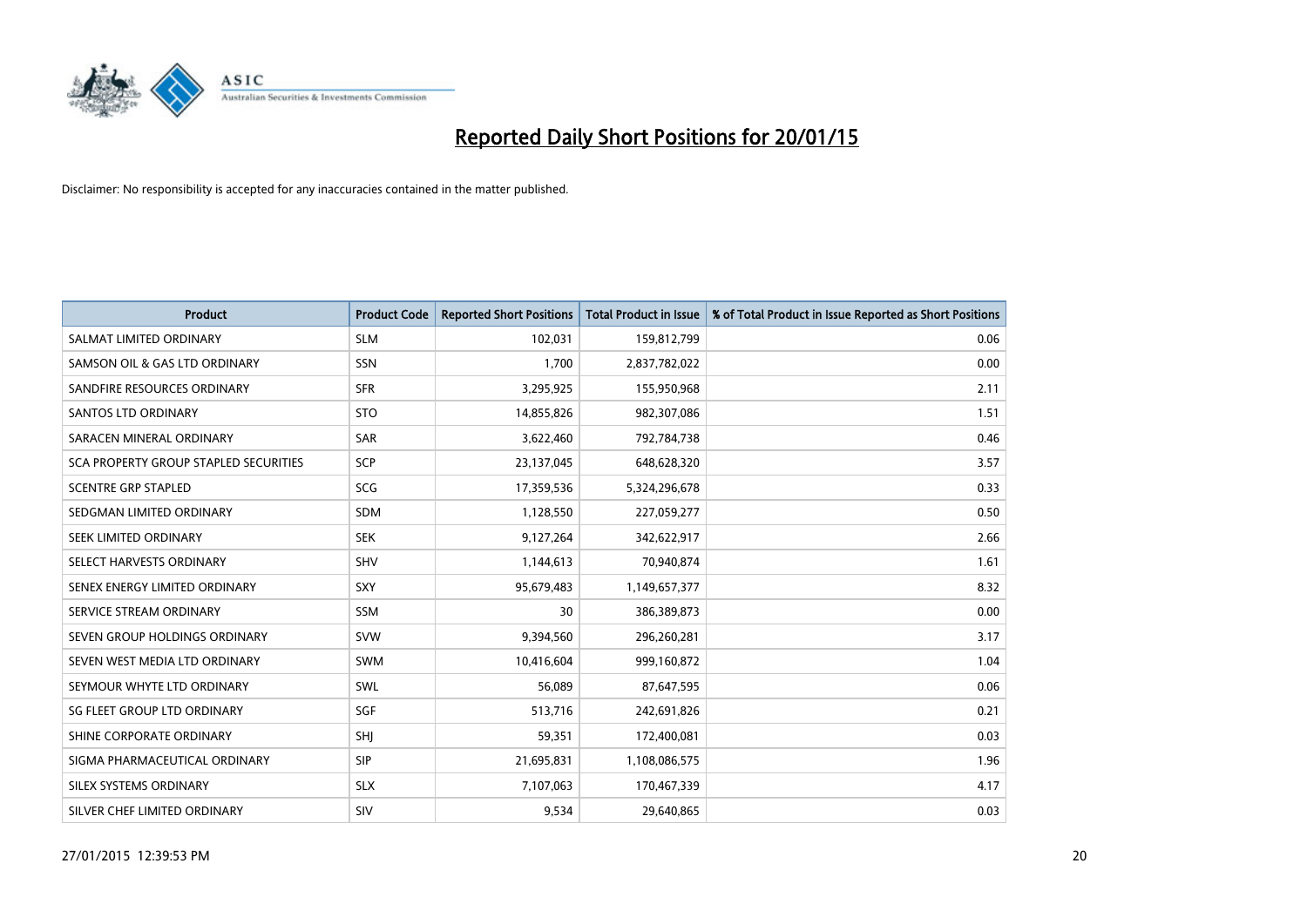# Reported Daily Short Positions for 20/01/15

Disclaimer: No responsibility is accepted for any inaccuracies contained in the matter published.

| Product | Product Code | Reported Short Positions | Total Product in Issue | % of Total Product in Issue Reported as Short Positions |
|---|---|---|---|---|
| SALMAT LIMITED ORDINARY | SLM | 102,031 | 159,812,799 | 0.06 |
| SAMSON OIL & GAS LTD ORDINARY | SSN | 1,700 | 2,837,782,022 | 0.00 |
| SANDFIRE RESOURCES ORDINARY | SFR | 3,295,925 | 155,950,968 | 2.11 |
| SANTOS LTD ORDINARY | STO | 14,855,826 | 982,307,086 | 1.51 |
| SARACEN MINERAL ORDINARY | SAR | 3,622,460 | 792,784,738 | 0.46 |
| SCA PROPERTY GROUP STAPLED SECURITIES | SCP | 23,137,045 | 648,628,320 | 3.57 |
| SCENTRE GRP STAPLED | SCG | 17,359,536 | 5,324,296,678 | 0.33 |
| SEDGMAN LIMITED ORDINARY | SDM | 1,128,550 | 227,059,277 | 0.50 |
| SEEK LIMITED ORDINARY | SEK | 9,127,264 | 342,622,917 | 2.66 |
| SELECT HARVESTS ORDINARY | SHV | 1,144,613 | 70,940,874 | 1.61 |
| SENEX ENERGY LIMITED ORDINARY | SXY | 95,679,483 | 1,149,657,377 | 8.32 |
| SERVICE STREAM ORDINARY | SSM | 30 | 386,389,873 | 0.00 |
| SEVEN GROUP HOLDINGS ORDINARY | SVW | 9,394,560 | 296,260,281 | 3.17 |
| SEVEN WEST MEDIA LTD ORDINARY | SWM | 10,416,604 | 999,160,872 | 1.04 |
| SEYMOUR WHYTE LTD ORDINARY | SWL | 56,089 | 87,647,595 | 0.06 |
| SG FLEET GROUP LTD ORDINARY | SGF | 513,716 | 242,691,826 | 0.21 |
| SHINE CORPORATE ORDINARY | SHJ | 59,351 | 172,400,081 | 0.03 |
| SIGMA PHARMACEUTICAL ORDINARY | SIP | 21,695,831 | 1,108,086,575 | 1.96 |
| SILEX SYSTEMS ORDINARY | SLX | 7,107,063 | 170,467,339 | 4.17 |
| SILVER CHEF LIMITED ORDINARY | SIV | 9,534 | 29,640,865 | 0.03 |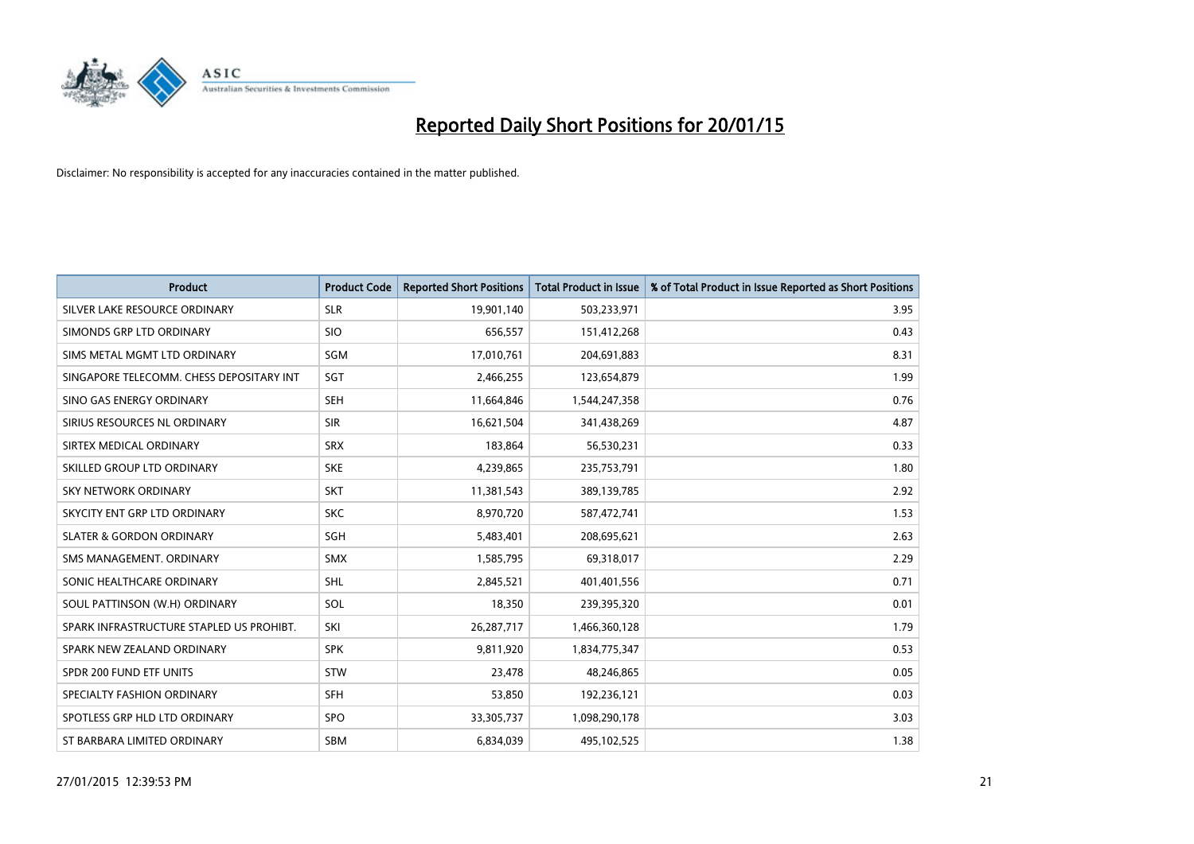# Reported Daily Short Positions for 20/01/15

Disclaimer: No responsibility is accepted for any inaccuracies contained in the matter published.

| Product | Product Code | Reported Short Positions | Total Product in Issue | % of Total Product in Issue Reported as Short Positions |
|---|---|---|---|---|
| SILVER LAKE RESOURCE ORDINARY | SLR | 19,901,140 | 503,233,971 | 3.95 |
| SIMONDS GRP LTD ORDINARY | SIO | 656,557 | 151,412,268 | 0.43 |
| SIMS METAL MGMT LTD ORDINARY | SGM | 17,010,761 | 204,691,883 | 8.31 |
| SINGAPORE TELECOMM. CHESS DEPOSITARY INT | SGT | 2,466,255 | 123,654,879 | 1.99 |
| SINO GAS ENERGY ORDINARY | SEH | 11,664,846 | 1,544,247,358 | 0.76 |
| SIRIUS RESOURCES NL ORDINARY | SIR | 16,621,504 | 341,438,269 | 4.87 |
| SIRTEX MEDICAL ORDINARY | SRX | 183,864 | 56,530,231 | 0.33 |
| SKILLED GROUP LTD ORDINARY | SKE | 4,239,865 | 235,753,791 | 1.80 |
| SKY NETWORK ORDINARY | SKT | 11,381,543 | 389,139,785 | 2.92 |
| SKYCITY ENT GRP LTD ORDINARY | SKC | 8,970,720 | 587,472,741 | 1.53 |
| SLATER & GORDON ORDINARY | SGH | 5,483,401 | 208,695,621 | 2.63 |
| SMS MANAGEMENT. ORDINARY | SMX | 1,585,795 | 69,318,017 | 2.29 |
| SONIC HEALTHCARE ORDINARY | SHL | 2,845,521 | 401,401,556 | 0.71 |
| SOUL PATTINSON (W.H) ORDINARY | SOL | 18,350 | 239,395,320 | 0.01 |
| SPARK INFRASTRUCTURE STAPLED US PROHIBT. | SKI | 26,287,717 | 1,466,360,128 | 1.79 |
| SPARK NEW ZEALAND ORDINARY | SPK | 9,811,920 | 1,834,775,347 | 0.53 |
| SPDR 200 FUND ETF UNITS | STW | 23,478 | 48,246,865 | 0.05 |
| SPECIALTY FASHION ORDINARY | SFH | 53,850 | 192,236,121 | 0.03 |
| SPOTLESS GRP HLD LTD ORDINARY | SPO | 33,305,737 | 1,098,290,178 | 3.03 |
| ST BARBARA LIMITED ORDINARY | SBM | 6,834,039 | 495,102,525 | 1.38 |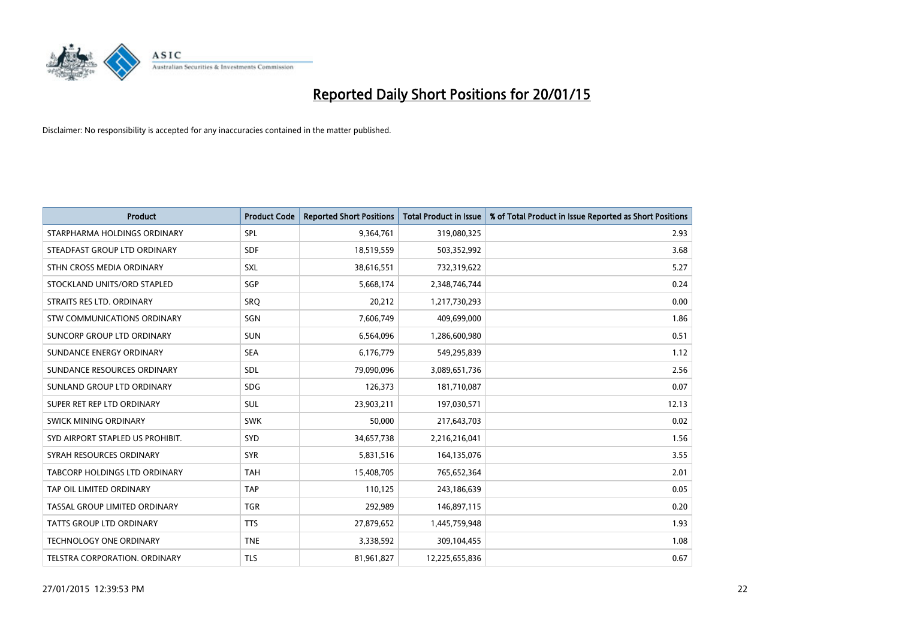# Reported Daily Short Positions for 20/01/15

Disclaimer: No responsibility is accepted for any inaccuracies contained in the matter published.

| Product | Product Code | Reported Short Positions | Total Product in Issue | % of Total Product in Issue Reported as Short Positions |
|---|---|---|---|---|
| STARPHARMA HOLDINGS ORDINARY | SPL | 9,364,761 | 319,080,325 | 2.93 |
| STEADFAST GROUP LTD ORDINARY | SDF | 18,519,559 | 503,352,992 | 3.68 |
| STHN CROSS MEDIA ORDINARY | SXL | 38,616,551 | 732,319,622 | 5.27 |
| STOCKLAND UNITS/ORD STAPLED | SGP | 5,668,174 | 2,348,746,744 | 0.24 |
| STRAITS RES LTD. ORDINARY | SRQ | 20,212 | 1,217,730,293 | 0.00 |
| STW COMMUNICATIONS ORDINARY | SGN | 7,606,749 | 409,699,000 | 1.86 |
| SUNCORP GROUP LTD ORDINARY | SUN | 6,564,096 | 1,286,600,980 | 0.51 |
| SUNDANCE ENERGY ORDINARY | SEA | 6,176,779 | 549,295,839 | 1.12 |
| SUNDANCE RESOURCES ORDINARY | SDL | 79,090,096 | 3,089,651,736 | 2.56 |
| SUNLAND GROUP LTD ORDINARY | SDG | 126,373 | 181,710,087 | 0.07 |
| SUPER RET REP LTD ORDINARY | SUL | 23,903,211 | 197,030,571 | 12.13 |
| SWICK MINING ORDINARY | SWK | 50,000 | 217,643,703 | 0.02 |
| SYD AIRPORT STAPLED US PROHIBIT. | SYD | 34,657,738 | 2,216,216,041 | 1.56 |
| SYRAH RESOURCES ORDINARY | SYR | 5,831,516 | 164,135,076 | 3.55 |
| TABCORP HOLDINGS LTD ORDINARY | TAH | 15,408,705 | 765,652,364 | 2.01 |
| TAP OIL LIMITED ORDINARY | TAP | 110,125 | 243,186,639 | 0.05 |
| TASSAL GROUP LIMITED ORDINARY | TGR | 292,989 | 146,897,115 | 0.20 |
| TATTS GROUP LTD ORDINARY | TTS | 27,879,652 | 1,445,759,948 | 1.93 |
| TECHNOLOGY ONE ORDINARY | TNE | 3,338,592 | 309,104,455 | 1.08 |
| TELSTRA CORPORATION. ORDINARY | TLS | 81,961,827 | 12,225,655,836 | 0.67 |

27/01/2015 12:39:53 PM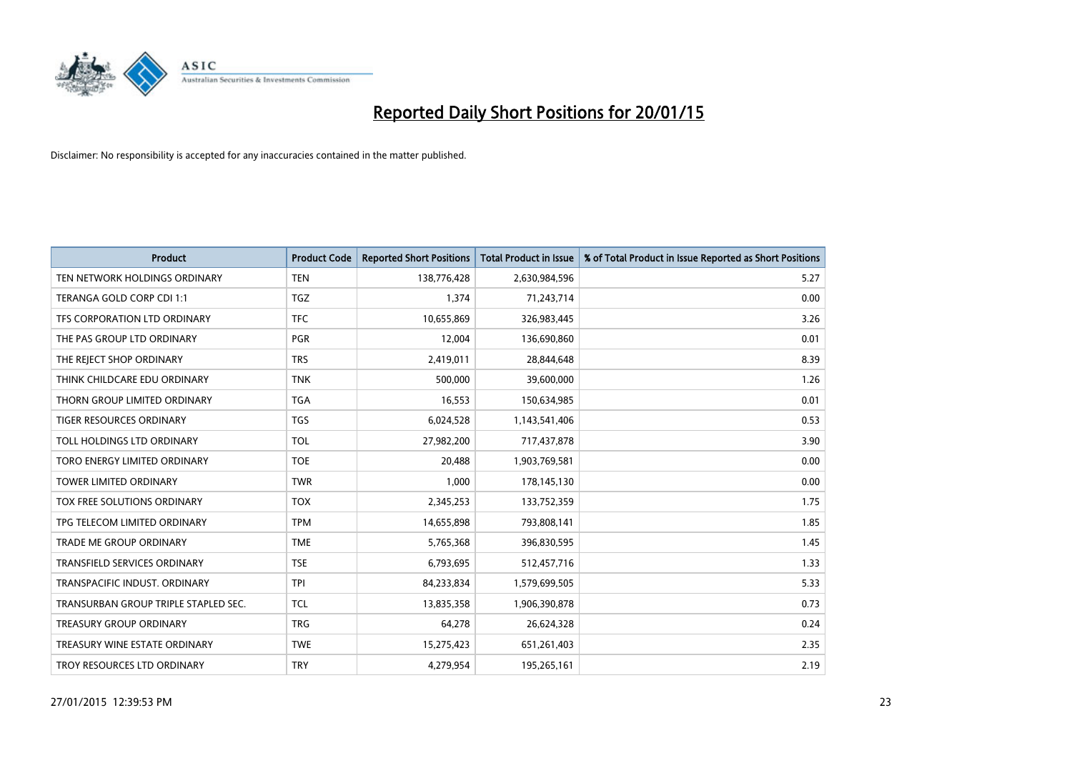# Reported Daily Short Positions for 20/01/15

Disclaimer: No responsibility is accepted for any inaccuracies contained in the matter published.

| Product | Product Code | Reported Short Positions | Total Product in Issue | % of Total Product in Issue Reported as Short Positions |
|---|---|---|---|---|
| TEN NETWORK HOLDINGS ORDINARY | TEN | 138,776,428 | 2,630,984,596 | 5.27 |
| TERANGA GOLD CORP CDI 1:1 | TGZ | 1,374 | 71,243,714 | 0.00 |
| TFS CORPORATION LTD ORDINARY | TFC | 10,655,869 | 326,983,445 | 3.26 |
| THE PAS GROUP LTD ORDINARY | PGR | 12,004 | 136,690,860 | 0.01 |
| THE REJECT SHOP ORDINARY | TRS | 2,419,011 | 28,844,648 | 8.39 |
| THINK CHILDCARE EDU ORDINARY | TNK | 500,000 | 39,600,000 | 1.26 |
| THORN GROUP LIMITED ORDINARY | TGA | 16,553 | 150,634,985 | 0.01 |
| TIGER RESOURCES ORDINARY | TGS | 6,024,528 | 1,143,541,406 | 0.53 |
| TOLL HOLDINGS LTD ORDINARY | TOL | 27,982,200 | 717,437,878 | 3.90 |
| TORO ENERGY LIMITED ORDINARY | TOE | 20,488 | 1,903,769,581 | 0.00 |
| TOWER LIMITED ORDINARY | TWR | 1,000 | 178,145,130 | 0.00 |
| TOX FREE SOLUTIONS ORDINARY | TOX | 2,345,253 | 133,752,359 | 1.75 |
| TPG TELECOM LIMITED ORDINARY | TPM | 14,655,898 | 793,808,141 | 1.85 |
| TRADE ME GROUP ORDINARY | TME | 5,765,368 | 396,830,595 | 1.45 |
| TRANSFIELD SERVICES ORDINARY | TSE | 6,793,695 | 512,457,716 | 1.33 |
| TRANSPACIFIC INDUST. ORDINARY | TPI | 84,233,834 | 1,579,699,505 | 5.33 |
| TRANSURBAN GROUP TRIPLE STAPLED SEC. | TCL | 13,835,358 | 1,906,390,878 | 0.73 |
| TREASURY GROUP ORDINARY | TRG | 64,278 | 26,624,328 | 0.24 |
| TREASURY WINE ESTATE ORDINARY | TWE | 15,275,423 | 651,261,403 | 2.35 |
| TROY RESOURCES LTD ORDINARY | TRY | 4,279,954 | 195,265,161 | 2.19 |

27/01/2015 12:39:53 PM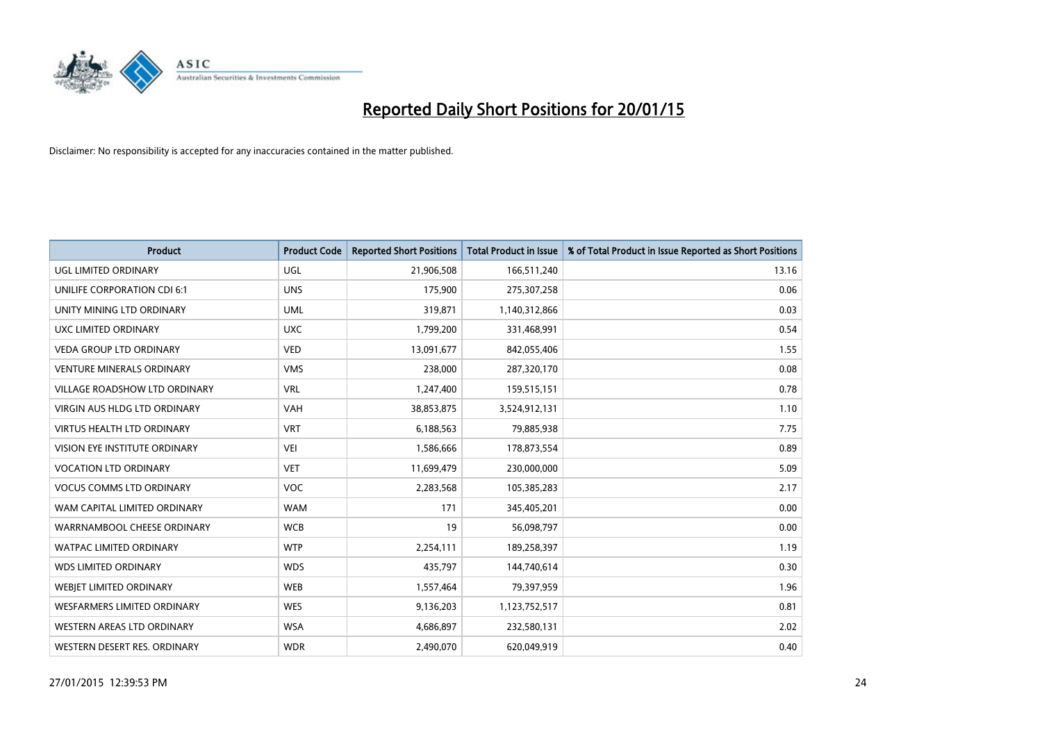# Reported Daily Short Positions for 20/01/15

Disclaimer: No responsibility is accepted for any inaccuracies contained in the matter published.

| Product | Product Code | Reported Short Positions | Total Product in Issue | % of Total Product in Issue Reported as Short Positions |
|---|---|---|---|---|
| UGL LIMITED ORDINARY | UGL | 21,906,508 | 166,511,240 | 13.16 |
| UNILIFE CORPORATION CDI 6:1 | UNS | 175,900 | 275,307,258 | 0.06 |
| UNITY MINING LTD ORDINARY | UML | 319,871 | 1,140,312,866 | 0.03 |
| UXC LIMITED ORDINARY | UXC | 1,799,200 | 331,468,991 | 0.54 |
| VEDA GROUP LTD ORDINARY | VED | 13,091,677 | 842,055,406 | 1.55 |
| VENTURE MINERALS ORDINARY | VMS | 238,000 | 287,320,170 | 0.08 |
| VILLAGE ROADSHOW LTD ORDINARY | VRL | 1,247,400 | 159,515,151 | 0.78 |
| VIRGIN AUS HLDG LTD ORDINARY | VAH | 38,853,875 | 3,524,912,131 | 1.10 |
| VIRTUS HEALTH LTD ORDINARY | VRT | 6,188,563 | 79,885,938 | 7.75 |
| VISION EYE INSTITUTE ORDINARY | VEI | 1,586,666 | 178,873,554 | 0.89 |
| VOCATION LTD ORDINARY | VET | 11,699,479 | 230,000,000 | 5.09 |
| VOCUS COMMS LTD ORDINARY | VOC | 2,283,568 | 105,385,283 | 2.17 |
| WAM CAPITAL LIMITED ORDINARY | WAM | 171 | 345,405,201 | 0.00 |
| WARRNAMBOOL CHEESE ORDINARY | WCB | 19 | 56,098,797 | 0.00 |
| WATPAC LIMITED ORDINARY | WTP | 2,254,111 | 189,258,397 | 1.19 |
| WDS LIMITED ORDINARY | WDS | 435,797 | 144,740,614 | 0.30 |
| WEBJET LIMITED ORDINARY | WEB | 1,557,464 | 79,397,959 | 1.96 |
| WESFARMERS LIMITED ORDINARY | WES | 9,136,203 | 1,123,752,517 | 0.81 |
| WESTERN AREAS LTD ORDINARY | WSA | 4,686,897 | 232,580,131 | 2.02 |
| WESTERN DESERT RES. ORDINARY | WDR | 2,490,070 | 620,049,919 | 0.40 |

27/01/2015 12:39:53 PM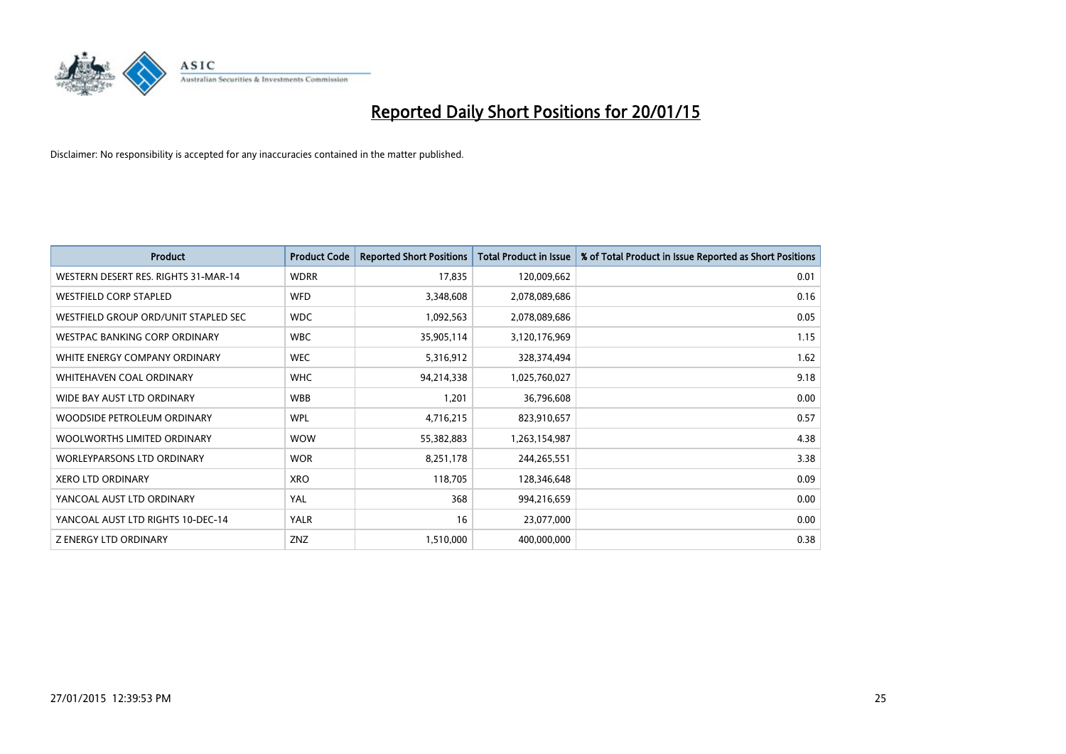# Reported Daily Short Positions for 20/01/15

Disclaimer: No responsibility is accepted for any inaccuracies contained in the matter published.

| Product | Product Code | Reported Short Positions | Total Product in Issue | % of Total Product in Issue Reported as Short Positions |
|---|---|---|---|---|
| WESTERN DESERT RES. RIGHTS 31-MAR-14 | WDRR | 17,835 | 120,009,662 | 0.01 |
| WESTFIELD CORP STAPLED | WFD | 3,348,608 | 2,078,089,686 | 0.16 |
| WESTFIELD GROUP ORD/UNIT STAPLED SEC | WDC | 1,092,563 | 2,078,089,686 | 0.05 |
| WESTPAC BANKING CORP ORDINARY | WBC | 35,905,114 | 3,120,176,969 | 1.15 |
| WHITE ENERGY COMPANY ORDINARY | WEC | 5,316,912 | 328,374,494 | 1.62 |
| WHITEHAVEN COAL ORDINARY | WHC | 94,214,338 | 1,025,760,027 | 9.18 |
| WIDE BAY AUST LTD ORDINARY | WBB | 1,201 | 36,796,608 | 0.00 |
| WOODSIDE PETROLEUM ORDINARY | WPL | 4,716,215 | 823,910,657 | 0.57 |
| WOOLWORTHS LIMITED ORDINARY | WOW | 55,382,883 | 1,263,154,987 | 4.38 |
| WORLEYPARSONS LTD ORDINARY | WOR | 8,251,178 | 244,265,551 | 3.38 |
| XERO LTD ORDINARY | XRO | 118,705 | 128,346,648 | 0.09 |
| YANCOAL AUST LTD ORDINARY | YAL | 368 | 994,216,659 | 0.00 |
| YANCOAL AUST LTD RIGHTS 10-DEC-14 | YALR | 16 | 23,077,000 | 0.00 |
| Z ENERGY LTD ORDINARY | ZNZ | 1,510,000 | 400,000,000 | 0.38 |